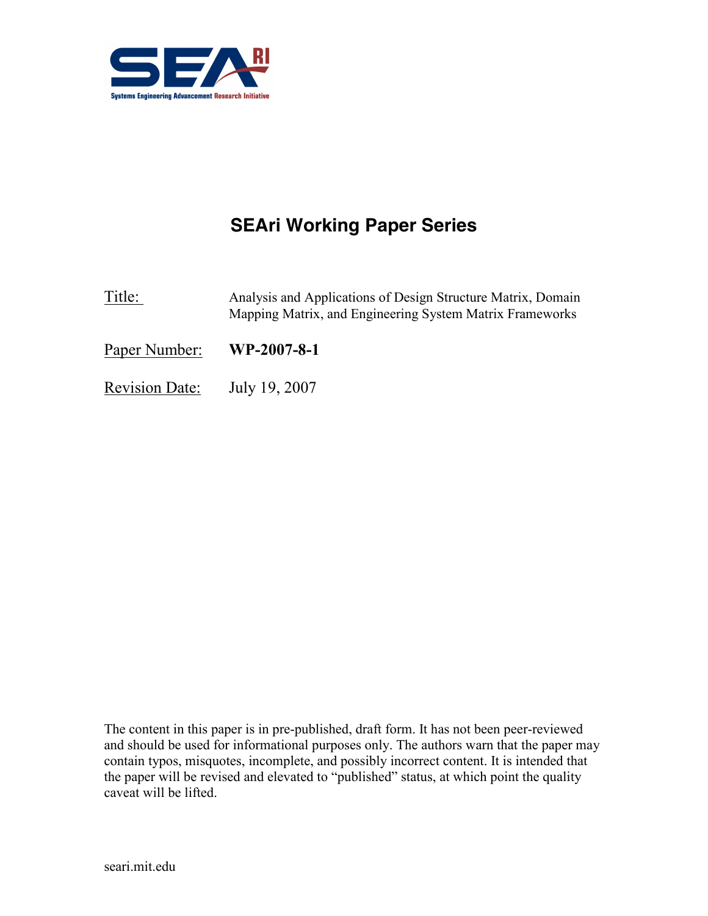Systems Engineering Advancement Research Initiative

# SEAri Working Paper Series

Title: Analysis and Applications of Design Structure Matrix, Domain Mapping Matrix, and Engineering System Matrix Frameworks

Paper Number: **WP-2007-8-1**

Revision Date: July 19, 2007

The content in this paper is in pre-published, draft form. It has not been peer-reviewed and should be used for informational purposes only. The authors warn that the paper may contain typos, misquotes, incomplete, and possibly incorrect content. It is intended that the paper will be revised and elevated to "published" status, at which point the quality caveat will be lifted.

seari.mit.edu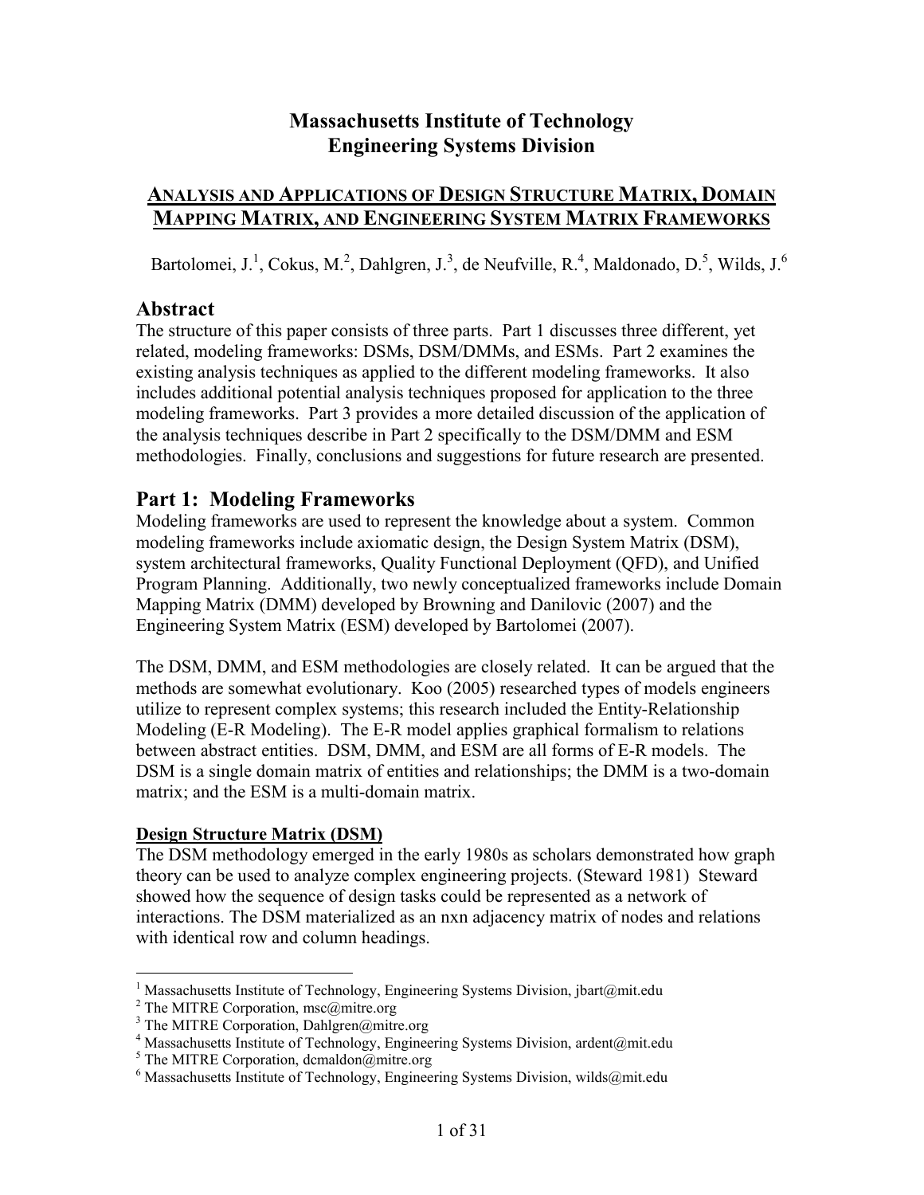# Massachusetts Institute of Technology
# Engineering Systems Division

## ANALYSIS AND APPLICATIONS OF DESIGN STRUCTURE MATRIX, DOMAIN MAPPING MATRIX, AND ENGINEERING SYSTEM MATRIX FRAMEWORKS

Bartolomei, J.[1], Cokus, M.[2], Dahlgren, J.[3], de Neufville, R.[4], Maldonado, D.[5], Wilds, J.[6]

## Abstract

The structure of this paper consists of three parts. Part 1 discusses three different, yet related, modeling frameworks: DSMs, DSM/DMMs, and ESMs. Part 2 examines the existing analysis techniques as applied to the different modeling frameworks. It also includes additional potential analysis techniques proposed for application to the three modeling frameworks. Part 3 provides a more detailed discussion of the application of the analysis techniques describe in Part 2 specifically to the DSM/DMM and ESM methodologies. Finally, conclusions and suggestions for future research are presented.

## Part 1: Modeling Frameworks

Modeling frameworks are used to represent the knowledge about a system. Common modeling frameworks include axiomatic design, the Design System Matrix (DSM), system architectural frameworks, Quality Functional Deployment (QFD), and Unified Program Planning. Additionally, two newly conceptualized frameworks include Domain Mapping Matrix (DMM) developed by Browning and Danilovic (2007) and the Engineering System Matrix (ESM) developed by Bartolomei (2007).

The DSM, DMM, and ESM methodologies are closely related. It can be argued that the methods are somewhat evolutionary. Koo (2005) researched types of models engineers utilize to represent complex systems; this research included the Entity-Relationship Modeling (E-R Modeling). The E-R model applies graphical formalism to relations between abstract entities. DSM, DMM, and ESM are all forms of E-R models. The DSM is a single domain matrix of entities and relationships; the DMM is a two-domain matrix; and the ESM is a multi-domain matrix.

**Design Structure Matrix (DSM)**

The DSM methodology emerged in the early 1980s as scholars demonstrated how graph theory can be used to analyze complex engineering projects. (Steward 1981) Steward showed how the sequence of design tasks could be represented as a network of interactions. The DSM materialized as an nxn adjacency matrix of nodes and relations with identical row and column headings.

---

[1] Massachusetts Institute of Technology, Engineering Systems Division, jbart@mit.edu
[2] The MITRE Corporation, msc@mitre.org
[3] The MITRE Corporation, Dahlgren@mitre.org
[4] Massachusetts Institute of Technology, Engineering Systems Division, ardent@mit.edu
[5] The MITRE Corporation, dcmaldon@mitre.org
[6] Massachusetts Institute of Technology, Engineering Systems Division, wilds@mit.edu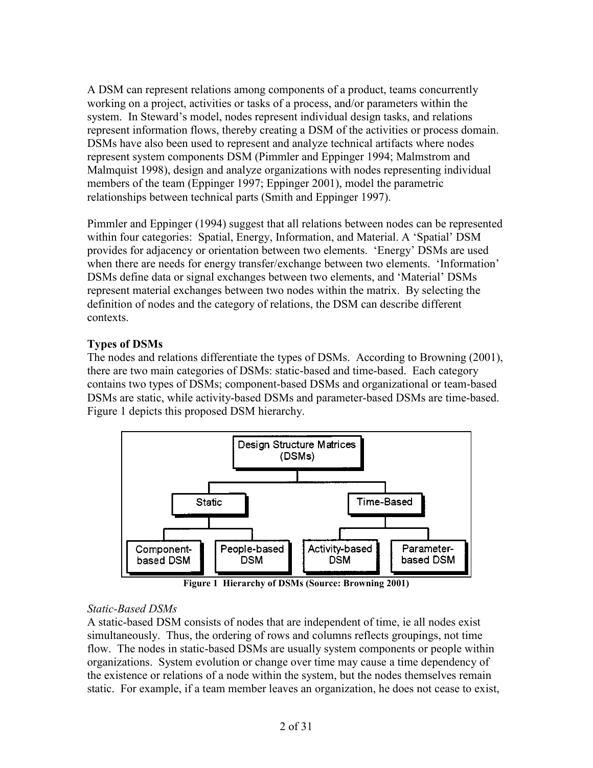A DSM can represent relations among components of a product, teams concurrently working on a project, activities or tasks of a process, and/or parameters within the system. In Steward's model, nodes represent individual design tasks, and relations represent information flows, thereby creating a DSM of the activities or process domain. DSMs have also been used to represent and analyze technical artifacts where nodes represent system components DSM (Pimmler and Eppinger 1994; Malmstrom and Malmquist 1998), design and analyze organizations with nodes representing individual members of the team (Eppinger 1997; Eppinger 2001), model the parametric relationships between technical parts (Smith and Eppinger 1997).

Pimmler and Eppinger (1994) suggest that all relations between nodes can be represented within four categories: Spatial, Energy, Information, and Material. A 'Spatial' DSM provides for adjacency or orientation between two elements. 'Energy' DSMs are used when there are needs for energy transfer/exchange between two elements. 'Information' DSMs define data or signal exchanges between two elements, and 'Material' DSMs represent material exchanges between two nodes within the matrix. By selecting the definition of nodes and the category of relations, the DSM can describe different contexts.

**Types of DSMs**

The nodes and relations differentiate the types of DSMs. According to Browning (2001), there are two main categories of DSMs: static-based and time-based. Each category contains two types of DSMs; component-based DSMs and organizational or team-based DSMs are static, while activity-based DSMs and parameter-based DSMs are time-based. Figure 1 depicts this proposed DSM hierarchy.

**Figure 1 Hierarchy of DSMs (Source: Browning 2001)**

*Static-Based DSMs*

A static-based DSM consists of nodes that are independent of time, ie all nodes exist simultaneously. Thus, the ordering of rows and columns reflects groupings, not time flow. The nodes in static-based DSMs are usually system components or people within organizations. System evolution or change over time may cause a time dependency of the existence or relations of a node within the system, but the nodes themselves remain static. For example, if a team member leaves an organization, he does not cease to exist,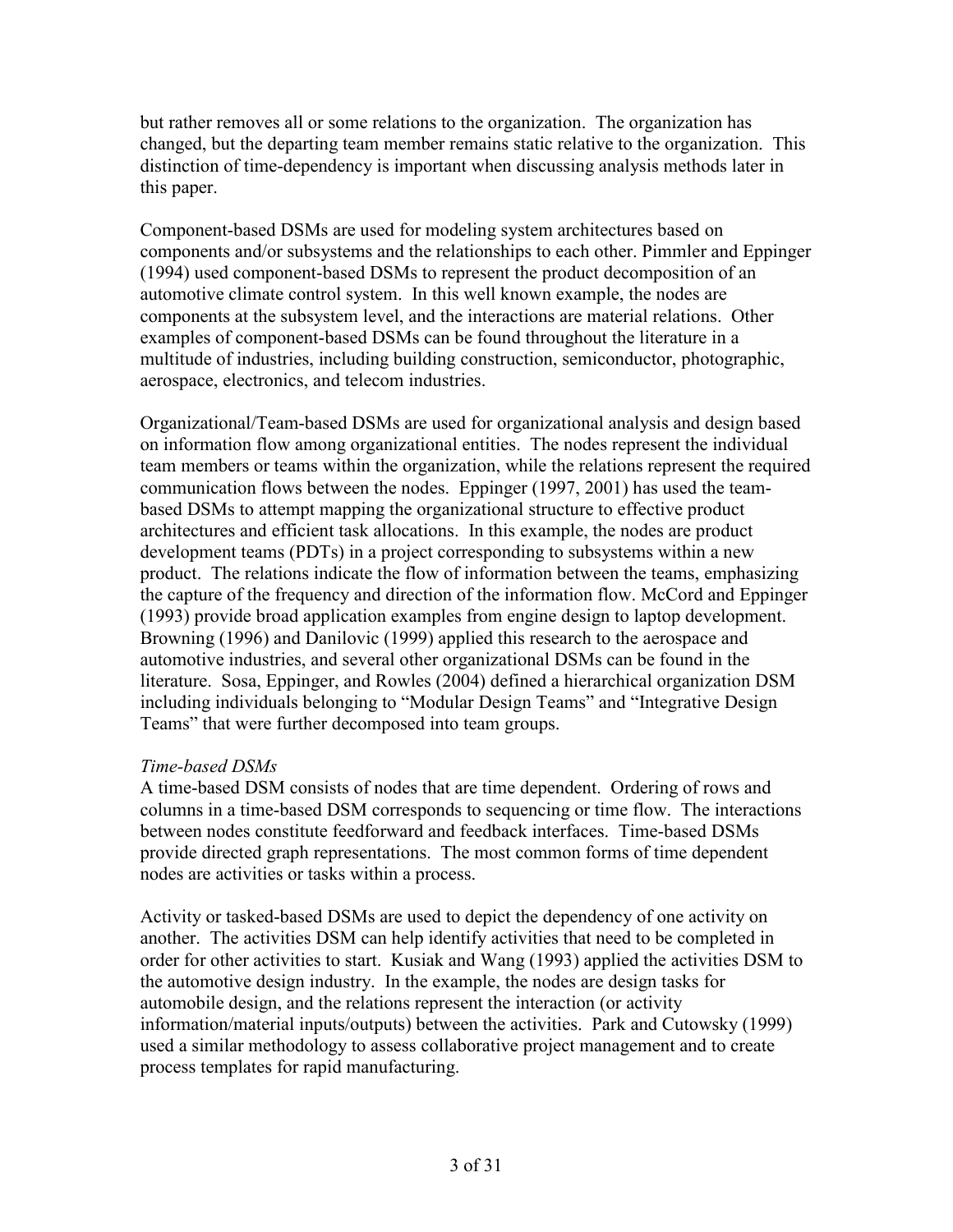but rather removes all or some relations to the organization. The organization has changed, but the departing team member remains static relative to the organization. This distinction of time-dependency is important when discussing analysis methods later in this paper.

Component-based DSMs are used for modeling system architectures based on components and/or subsystems and the relationships to each other. Pimmler and Eppinger (1994) used component-based DSMs to represent the product decomposition of an automotive climate control system. In this well known example, the nodes are components at the subsystem level, and the interactions are material relations. Other examples of component-based DSMs can be found throughout the literature in a multitude of industries, including building construction, semiconductor, photographic, aerospace, electronics, and telecom industries.

Organizational/Team-based DSMs are used for organizational analysis and design based on information flow among organizational entities. The nodes represent the individual team members or teams within the organization, while the relations represent the required communication flows between the nodes. Eppinger (1997, 2001) has used the team-based DSMs to attempt mapping the organizational structure to effective product architectures and efficient task allocations. In this example, the nodes are product development teams (PDTs) in a project corresponding to subsystems within a new product. The relations indicate the flow of information between the teams, emphasizing the capture of the frequency and direction of the information flow. McCord and Eppinger (1993) provide broad application examples from engine design to laptop development. Browning (1996) and Danilovic (1999) applied this research to the aerospace and automotive industries, and several other organizational DSMs can be found in the literature. Sosa, Eppinger, and Rowles (2004) defined a hierarchical organization DSM including individuals belonging to "Modular Design Teams" and "Integrative Design Teams" that were further decomposed into team groups.

*Time-based DSMs*

A time-based DSM consists of nodes that are time dependent. Ordering of rows and columns in a time-based DSM corresponds to sequencing or time flow. The interactions between nodes constitute feedforward and feedback interfaces. Time-based DSMs provide directed graph representations. The most common forms of time dependent nodes are activities or tasks within a process.

Activity or tasked-based DSMs are used to depict the dependency of one activity on another. The activities DSM can help identify activities that need to be completed in order for other activities to start. Kusiak and Wang (1993) applied the activities DSM to the automotive design industry. In the example, the nodes are design tasks for automobile design, and the relations represent the interaction (or activity information/material inputs/outputs) between the activities. Park and Cutowsky (1999) used a similar methodology to assess collaborative project management and to create process templates for rapid manufacturing.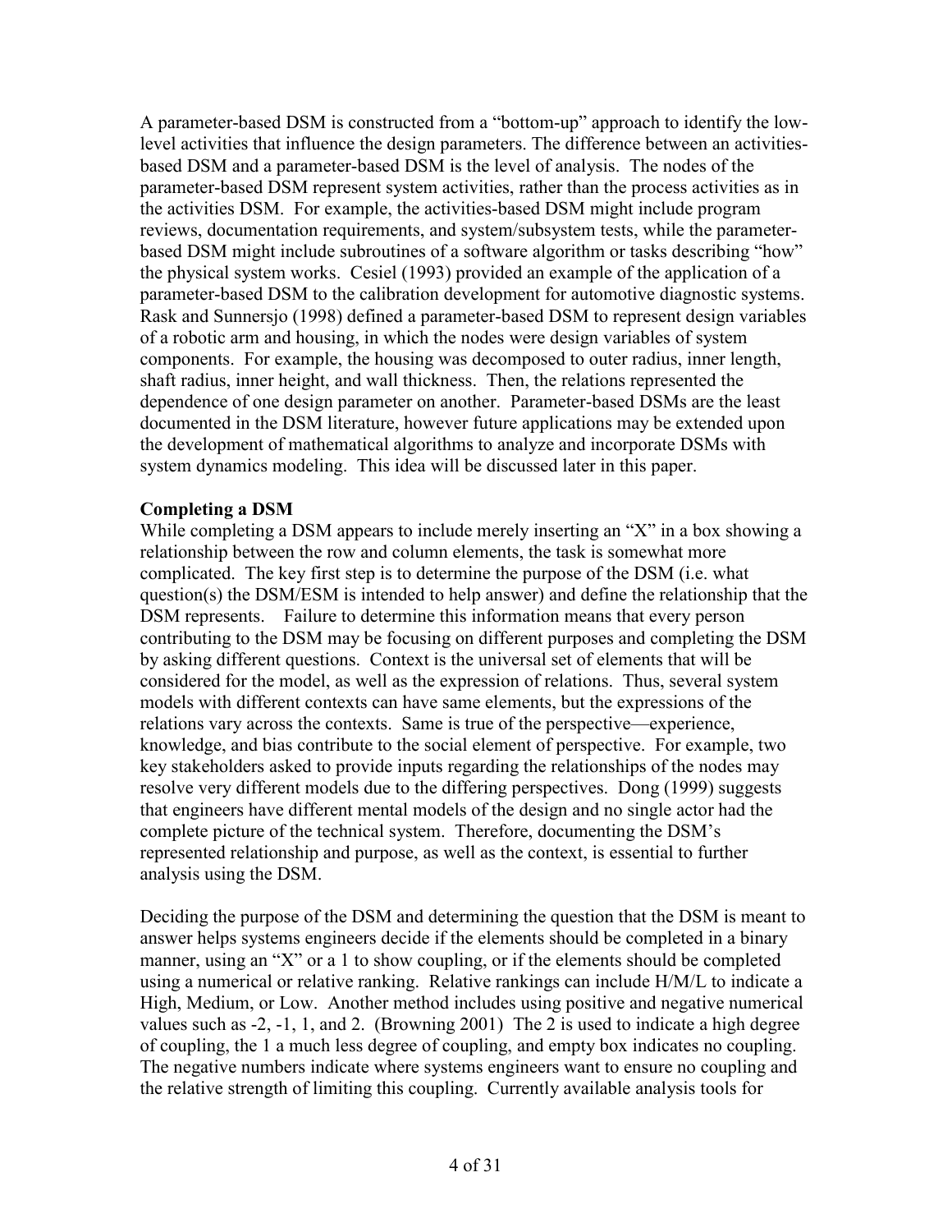A parameter-based DSM is constructed from a "bottom-up" approach to identify the low-level activities that influence the design parameters. The difference between an activities-based DSM and a parameter-based DSM is the level of analysis. The nodes of the parameter-based DSM represent system activities, rather than the process activities as in the activities DSM. For example, the activities-based DSM might include program reviews, documentation requirements, and system/subsystem tests, while the parameter-based DSM might include subroutines of a software algorithm or tasks describing "how" the physical system works. Cesiel (1993) provided an example of the application of a parameter-based DSM to the calibration development for automotive diagnostic systems. Rask and Sunnersjo (1998) defined a parameter-based DSM to represent design variables of a robotic arm and housing, in which the nodes were design variables of system components. For example, the housing was decomposed to outer radius, inner length, shaft radius, inner height, and wall thickness. Then, the relations represented the dependence of one design parameter on another. Parameter-based DSMs are the least documented in the DSM literature, however future applications may be extended upon the development of mathematical algorithms to analyze and incorporate DSMs with system dynamics modeling. This idea will be discussed later in this paper.

**Completing a DSM**

While completing a DSM appears to include merely inserting an "X" in a box showing a relationship between the row and column elements, the task is somewhat more complicated. The key first step is to determine the purpose of the DSM (i.e. what question(s) the DSM/ESM is intended to help answer) and define the relationship that the DSM represents. Failure to determine this information means that every person contributing to the DSM may be focusing on different purposes and completing the DSM by asking different questions. Context is the universal set of elements that will be considered for the model, as well as the expression of relations. Thus, several system models with different contexts can have same elements, but the expressions of the relations vary across the contexts. Same is true of the perspective—experience, knowledge, and bias contribute to the social element of perspective. For example, two key stakeholders asked to provide inputs regarding the relationships of the nodes may resolve very different models due to the differing perspectives. Dong (1999) suggests that engineers have different mental models of the design and no single actor had the complete picture of the technical system. Therefore, documenting the DSM's represented relationship and purpose, as well as the context, is essential to further analysis using the DSM.

Deciding the purpose of the DSM and determining the question that the DSM is meant to answer helps systems engineers decide if the elements should be completed in a binary manner, using an "X" or a 1 to show coupling, or if the elements should be completed using a numerical or relative ranking. Relative rankings can include H/M/L to indicate a High, Medium, or Low. Another method includes using positive and negative numerical values such as -2, -1, 1, and 2. (Browning 2001) The 2 is used to indicate a high degree of coupling, the 1 a much less degree of coupling, and empty box indicates no coupling. The negative numbers indicate where systems engineers want to ensure no coupling and the relative strength of limiting this coupling. Currently available analysis tools for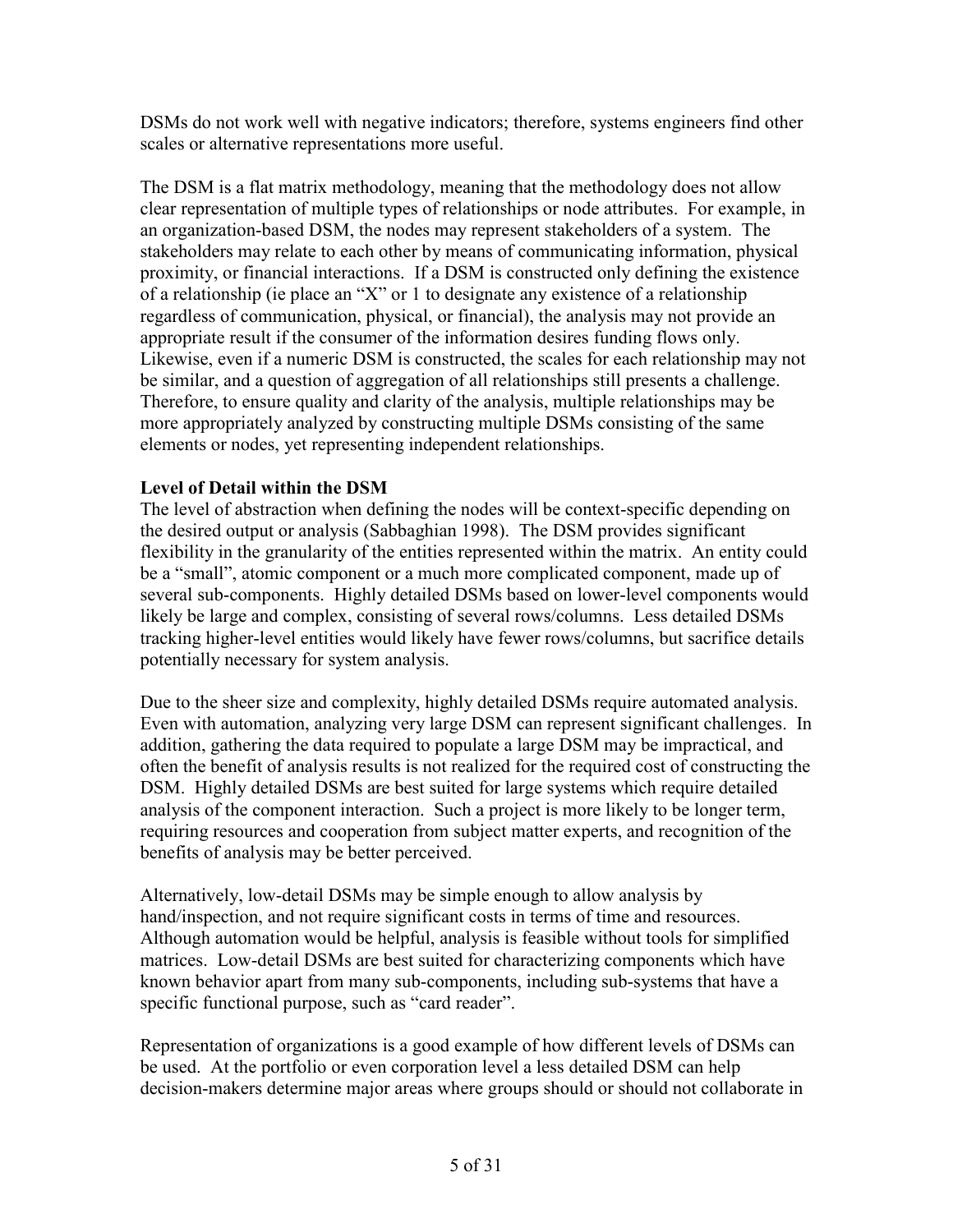DSMs do not work well with negative indicators; therefore, systems engineers find other scales or alternative representations more useful.

The DSM is a flat matrix methodology, meaning that the methodology does not allow clear representation of multiple types of relationships or node attributes. For example, in an organization-based DSM, the nodes may represent stakeholders of a system. The stakeholders may relate to each other by means of communicating information, physical proximity, or financial interactions. If a DSM is constructed only defining the existence of a relationship (ie place an "X" or 1 to designate any existence of a relationship regardless of communication, physical, or financial), the analysis may not provide an appropriate result if the consumer of the information desires funding flows only. Likewise, even if a numeric DSM is constructed, the scales for each relationship may not be similar, and a question of aggregation of all relationships still presents a challenge. Therefore, to ensure quality and clarity of the analysis, multiple relationships may be more appropriately analyzed by constructing multiple DSMs consisting of the same elements or nodes, yet representing independent relationships.

**Level of Detail within the DSM**

The level of abstraction when defining the nodes will be context-specific depending on the desired output or analysis (Sabbaghian 1998). The DSM provides significant flexibility in the granularity of the entities represented within the matrix. An entity could be a "small", atomic component or a much more complicated component, made up of several sub-components. Highly detailed DSMs based on lower-level components would likely be large and complex, consisting of several rows/columns. Less detailed DSMs tracking higher-level entities would likely have fewer rows/columns, but sacrifice details potentially necessary for system analysis.

Due to the sheer size and complexity, highly detailed DSMs require automated analysis. Even with automation, analyzing very large DSM can represent significant challenges. In addition, gathering the data required to populate a large DSM may be impractical, and often the benefit of analysis results is not realized for the required cost of constructing the DSM. Highly detailed DSMs are best suited for large systems which require detailed analysis of the component interaction. Such a project is more likely to be longer term, requiring resources and cooperation from subject matter experts, and recognition of the benefits of analysis may be better perceived.

Alternatively, low-detail DSMs may be simple enough to allow analysis by hand/inspection, and not require significant costs in terms of time and resources. Although automation would be helpful, analysis is feasible without tools for simplified matrices. Low-detail DSMs are best suited for characterizing components which have known behavior apart from many sub-components, including sub-systems that have a specific functional purpose, such as "card reader".

Representation of organizations is a good example of how different levels of DSMs can be used. At the portfolio or even corporation level a less detailed DSM can help decision-makers determine major areas where groups should or should not collaborate in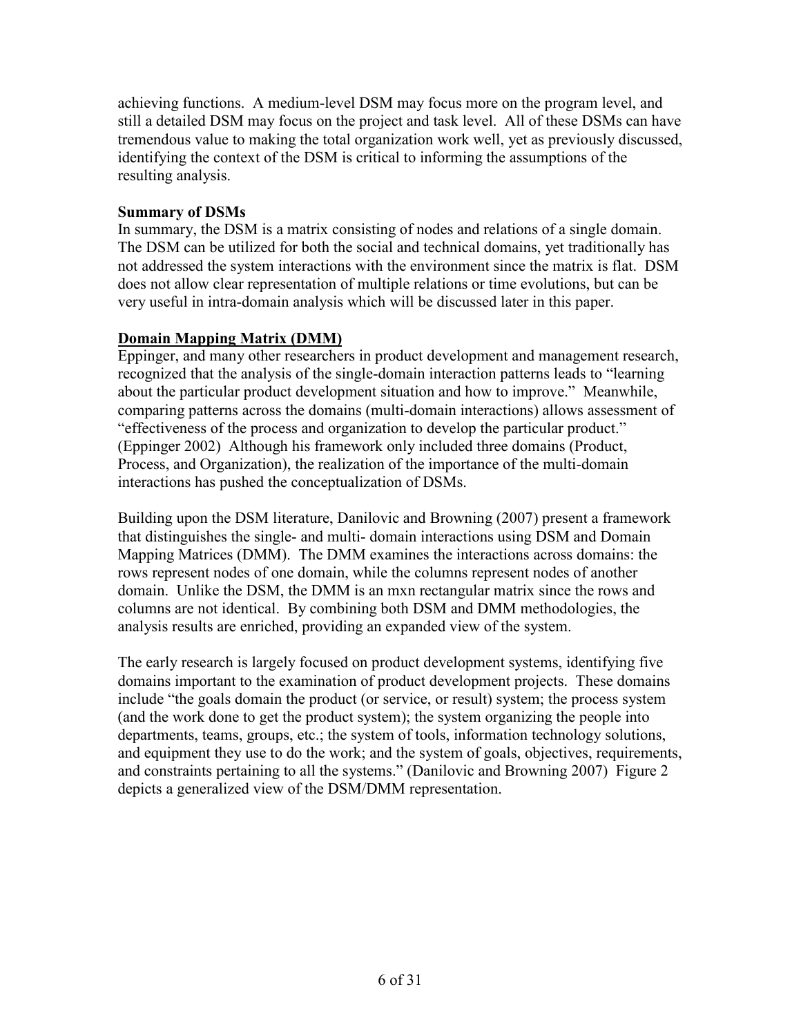achieving functions. A medium-level DSM may focus more on the program level, and still a detailed DSM may focus on the project and task level. All of these DSMs can have tremendous value to making the total organization work well, yet as previously discussed, identifying the context of the DSM is critical to informing the assumptions of the resulting analysis.

**Summary of DSMs**

In summary, the DSM is a matrix consisting of nodes and relations of a single domain. The DSM can be utilized for both the social and technical domains, yet traditionally has not addressed the system interactions with the environment since the matrix is flat. DSM does not allow clear representation of multiple relations or time evolutions, but can be very useful in intra-domain analysis which will be discussed later in this paper.

## Domain Mapping Matrix (DMM)

Eppinger, and many other researchers in product development and management research, recognized that the analysis of the single-domain interaction patterns leads to "learning about the particular product development situation and how to improve." Meanwhile, comparing patterns across the domains (multi-domain interactions) allows assessment of "effectiveness of the process and organization to develop the particular product." (Eppinger 2002) Although his framework only included three domains (Product, Process, and Organization), the realization of the importance of the multi-domain interactions has pushed the conceptualization of DSMs.

Building upon the DSM literature, Danilovic and Browning (2007) present a framework that distinguishes the single- and multi- domain interactions using DSM and Domain Mapping Matrices (DMM). The DMM examines the interactions across domains: the rows represent nodes of one domain, while the columns represent nodes of another domain. Unlike the DSM, the DMM is an mxn rectangular matrix since the rows and columns are not identical. By combining both DSM and DMM methodologies, the analysis results are enriched, providing an expanded view of the system.

The early research is largely focused on product development systems, identifying five domains important to the examination of product development projects. These domains include "the goals domain the product (or service, or result) system; the process system (and the work done to get the product system); the system organizing the people into departments, teams, groups, etc.; the system of tools, information technology solutions, and equipment they use to do the work; and the system of goals, objectives, requirements, and constraints pertaining to all the systems." (Danilovic and Browning 2007) Figure 2 depicts a generalized view of the DSM/DMM representation.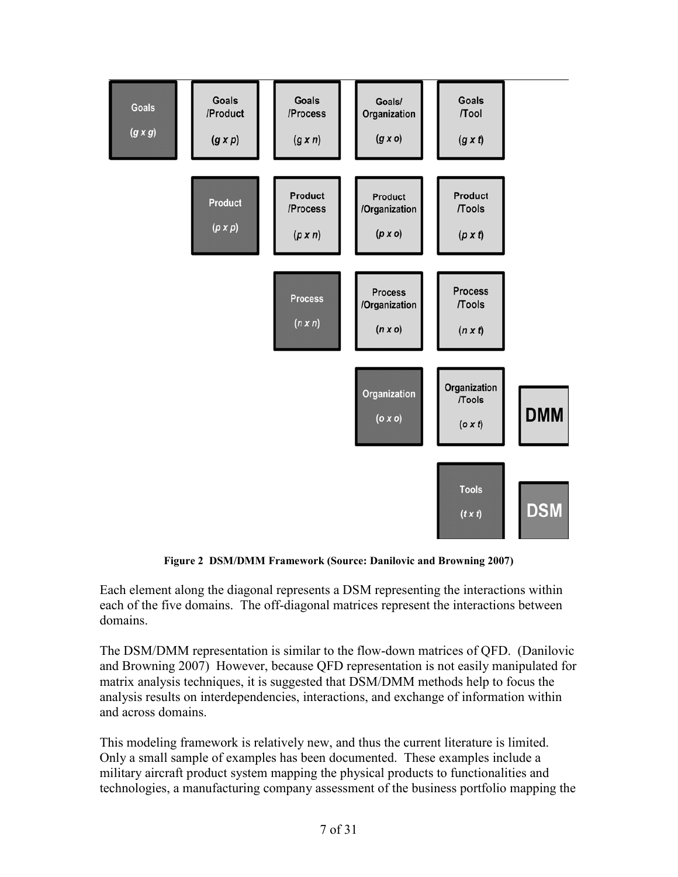| Goals ($g \times g$) | Goals /Product ($g \times p$) | Goals /Process ($g \times n$) | Goals/ Organization ($g \times o$) | Goals /Tool ($g \times t$) | |
|---|---|---|---|---|---|
| | Product ($p \times p$) | Product /Process ($p \times n$) | Product /Organization ($p \times o$) | Product /Tools ($p \times t$) | |
| | | Process ($n \times n$) | Process /Organization ($n \times o$) | Process /Tools ($n \times t$) | |
| | | | Organization ($o \times o$) | Organization /Tools ($o \times t$) | DMM |
| | | | | Tools ($t \times t$) | DSM |

**Figure 2 DSM/DMM Framework (Source: Danilovic and Browning 2007)**

Each element along the diagonal represents a DSM representing the interactions within each of the five domains. The off-diagonal matrices represent the interactions between domains.

The DSM/DMM representation is similar to the flow-down matrices of QFD. (Danilovic and Browning 2007) However, because QFD representation is not easily manipulated for matrix analysis techniques, it is suggested that DSM/DMM methods help to focus the analysis results on interdependencies, interactions, and exchange of information within and across domains.

This modeling framework is relatively new, and thus the current literature is limited. Only a small sample of examples has been documented. These examples include a military aircraft product system mapping the physical products to functionalities and technologies, a manufacturing company assessment of the business portfolio mapping the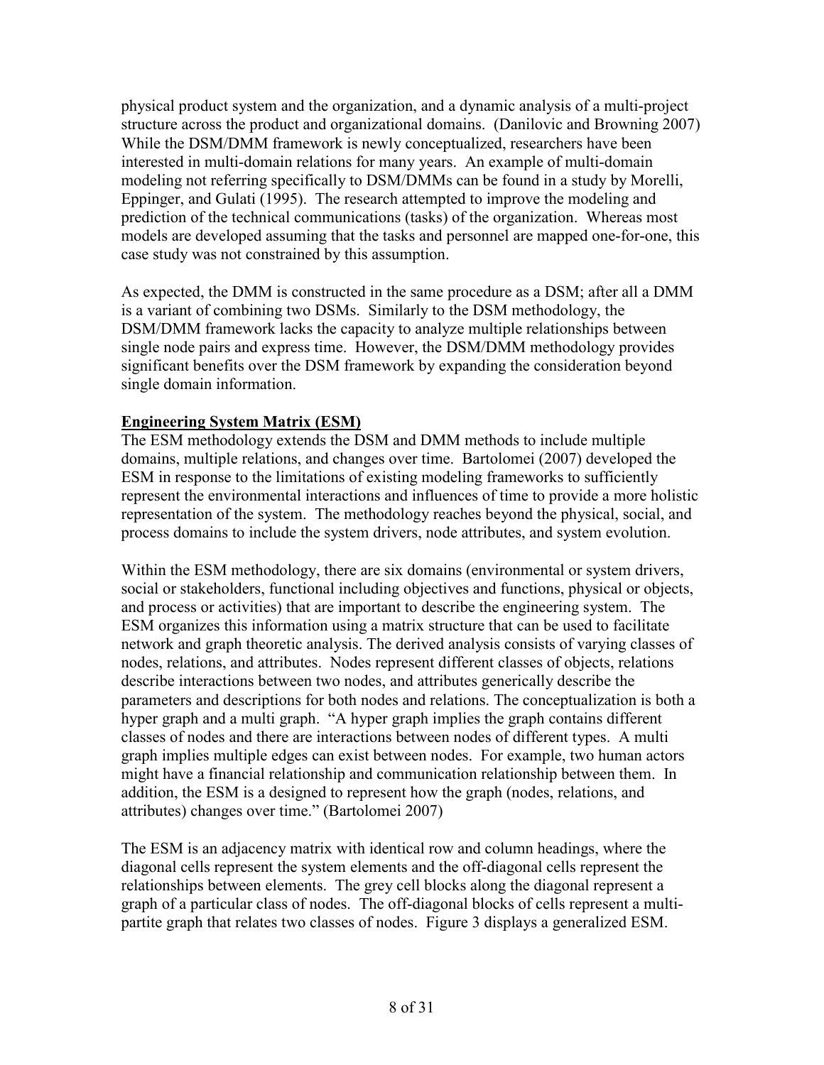physical product system and the organization, and a dynamic analysis of a multi-project structure across the product and organizational domains. (Danilovic and Browning 2007) While the DSM/DMM framework is newly conceptualized, researchers have been interested in multi-domain relations for many years. An example of multi-domain modeling not referring specifically to DSM/DMMs can be found in a study by Morelli, Eppinger, and Gulati (1995). The research attempted to improve the modeling and prediction of the technical communications (tasks) of the organization. Whereas most models are developed assuming that the tasks and personnel are mapped one-for-one, this case study was not constrained by this assumption.

As expected, the DMM is constructed in the same procedure as a DSM; after all a DMM is a variant of combining two DSMs. Similarly to the DSM methodology, the DSM/DMM framework lacks the capacity to analyze multiple relationships between single node pairs and express time. However, the DSM/DMM methodology provides significant benefits over the DSM framework by expanding the consideration beyond single domain information.

**Engineering System Matrix (ESM)**

The ESM methodology extends the DSM and DMM methods to include multiple domains, multiple relations, and changes over time. Bartolomei (2007) developed the ESM in response to the limitations of existing modeling frameworks to sufficiently represent the environmental interactions and influences of time to provide a more holistic representation of the system. The methodology reaches beyond the physical, social, and process domains to include the system drivers, node attributes, and system evolution.

Within the ESM methodology, there are six domains (environmental or system drivers, social or stakeholders, functional including objectives and functions, physical or objects, and process or activities) that are important to describe the engineering system. The ESM organizes this information using a matrix structure that can be used to facilitate network and graph theoretic analysis. The derived analysis consists of varying classes of nodes, relations, and attributes. Nodes represent different classes of objects, relations describe interactions between two nodes, and attributes generically describe the parameters and descriptions for both nodes and relations. The conceptualization is both a hyper graph and a multi graph. "A hyper graph implies the graph contains different classes of nodes and there are interactions between nodes of different types. A multi graph implies multiple edges can exist between nodes. For example, two human actors might have a financial relationship and communication relationship between them. In addition, the ESM is a designed to represent how the graph (nodes, relations, and attributes) changes over time." (Bartolomei 2007)

The ESM is an adjacency matrix with identical row and column headings, where the diagonal cells represent the system elements and the off-diagonal cells represent the relationships between elements. The grey cell blocks along the diagonal represent a graph of a particular class of nodes. The off-diagonal blocks of cells represent a multi-partite graph that relates two classes of nodes. Figure 3 displays a generalized ESM.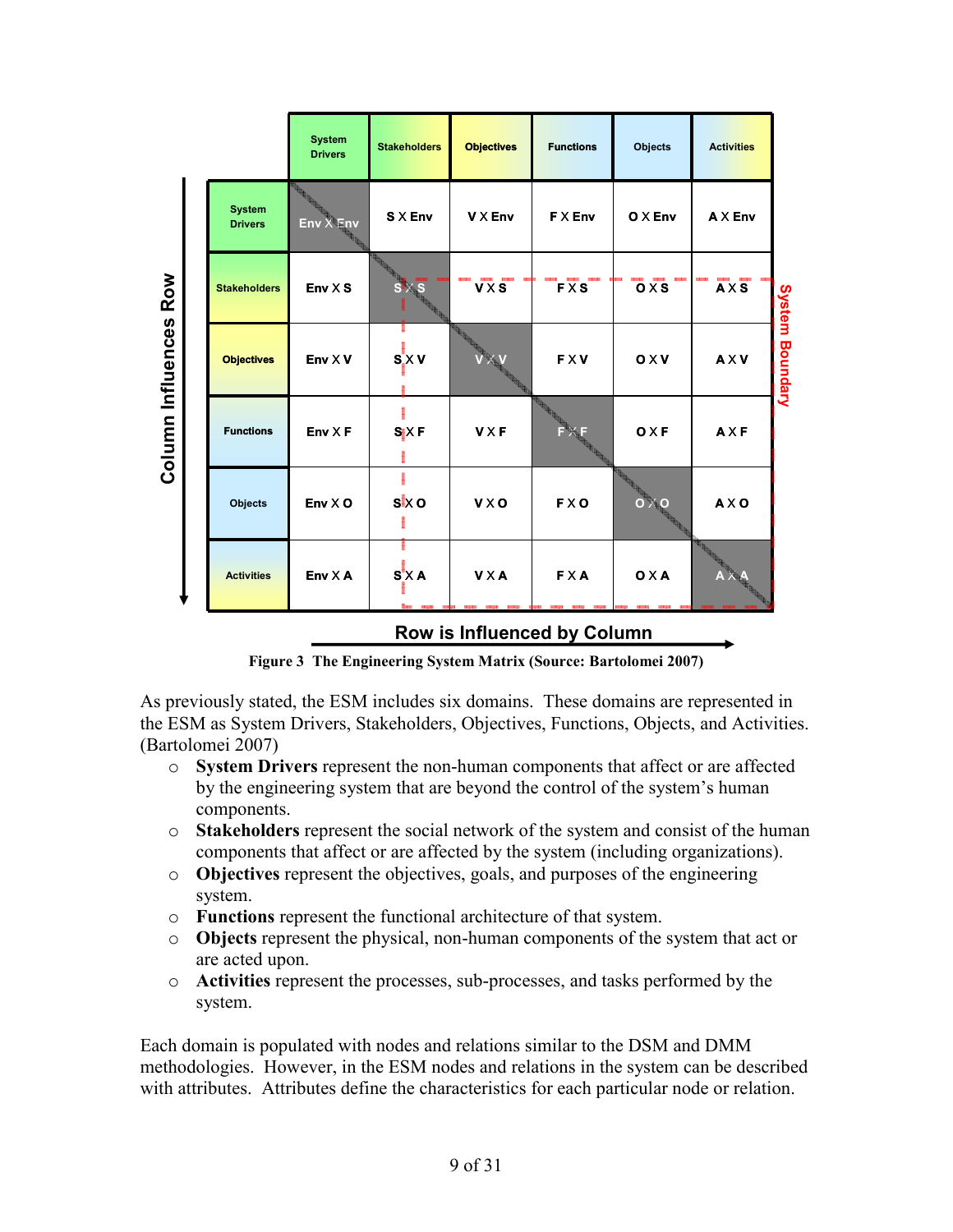| | System Drivers | Stakeholders | Objectives | Functions | Objects | Activities |
|---|---|---|---|---|---|---|
| System Drivers | Env X Env | S X Env | V X Env | F X Env | O X Env | A X Env |
| Stakeholders | Env X S | S X S | V X S | F X S | O X S | A X S |
| Objectives | Env X V | S X V | V X V | F X V | O X V | A X V |
| Functions | Env X F | S X F | V X F | F X F | O X F | A X F |
| Objects | Env X O | S X O | V X O | F X O | O X O | A X O |
| Activities | Env X A | S X A | V X A | F X A | O X A | A X A |

Column Influences Row

Row is Influenced by Column

System Boundary

**Figure 3 The Engineering System Matrix (Source: Bartolomei 2007)**

As previously stated, the ESM includes six domains. These domains are represented in the ESM as System Drivers, Stakeholders, Objectives, Functions, Objects, and Activities. (Bartolomei 2007)

- **System Drivers** represent the non-human components that affect or are affected by the engineering system that are beyond the control of the system's human components.
- **Stakeholders** represent the social network of the system and consist of the human components that affect or are affected by the system (including organizations).
- **Objectives** represent the objectives, goals, and purposes of the engineering system.
- **Functions** represent the functional architecture of that system.
- **Objects** represent the physical, non-human components of the system that act or are acted upon.
- **Activities** represent the processes, sub-processes, and tasks performed by the system.

Each domain is populated with nodes and relations similar to the DSM and DMM methodologies. However, in the ESM nodes and relations in the system can be described with attributes. Attributes define the characteristics for each particular node or relation.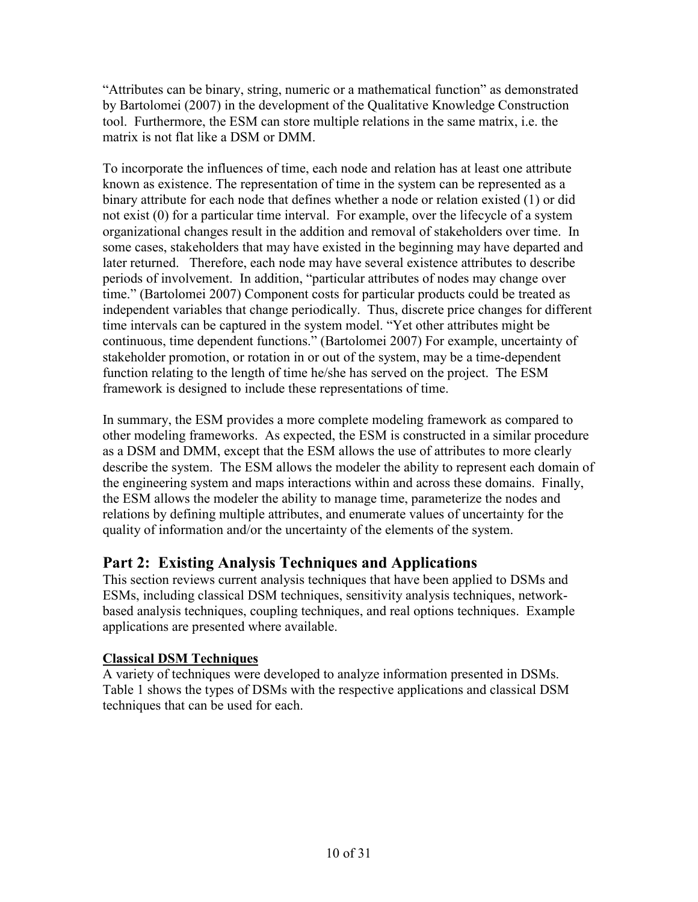"Attributes can be binary, string, numeric or a mathematical function" as demonstrated by Bartolomei (2007) in the development of the Qualitative Knowledge Construction tool. Furthermore, the ESM can store multiple relations in the same matrix, i.e. the matrix is not flat like a DSM or DMM.

To incorporate the influences of time, each node and relation has at least one attribute known as existence. The representation of time in the system can be represented as a binary attribute for each node that defines whether a node or relation existed (1) or did not exist (0) for a particular time interval. For example, over the lifecycle of a system organizational changes result in the addition and removal of stakeholders over time. In some cases, stakeholders that may have existed in the beginning may have departed and later returned. Therefore, each node may have several existence attributes to describe periods of involvement. In addition, "particular attributes of nodes may change over time." (Bartolomei 2007) Component costs for particular products could be treated as independent variables that change periodically. Thus, discrete price changes for different time intervals can be captured in the system model. "Yet other attributes might be continuous, time dependent functions." (Bartolomei 2007) For example, uncertainty of stakeholder promotion, or rotation in or out of the system, may be a time-dependent function relating to the length of time he/she has served on the project. The ESM framework is designed to include these representations of time.

In summary, the ESM provides a more complete modeling framework as compared to other modeling frameworks. As expected, the ESM is constructed in a similar procedure as a DSM and DMM, except that the ESM allows the use of attributes to more clearly describe the system. The ESM allows the modeler the ability to represent each domain of the engineering system and maps interactions within and across these domains. Finally, the ESM allows the modeler the ability to manage time, parameterize the nodes and relations by defining multiple attributes, and enumerate values of uncertainty for the quality of information and/or the uncertainty of the elements of the system.

## Part 2: Existing Analysis Techniques and Applications

This section reviews current analysis techniques that have been applied to DSMs and ESMs, including classical DSM techniques, sensitivity analysis techniques, network-based analysis techniques, coupling techniques, and real options techniques. Example applications are presented where available.

### Classical DSM Techniques

A variety of techniques were developed to analyze information presented in DSMs. Table 1 shows the types of DSMs with the respective applications and classical DSM techniques that can be used for each.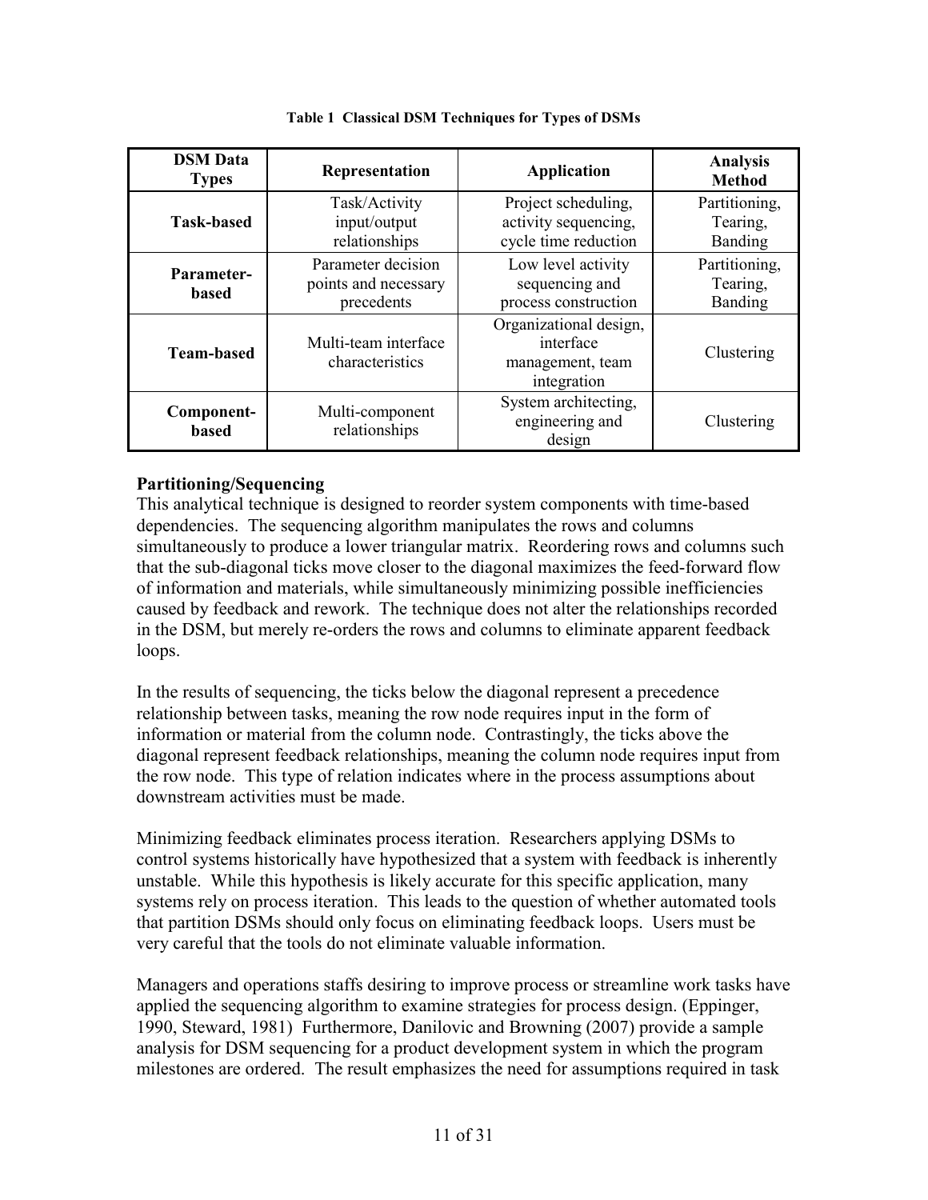**Table 1 Classical DSM Techniques for Types of DSMs**

| DSM Data Types | Representation | Application | Analysis Method |
|---|---|---|---|
| **Task-based** | Task/Activity input/output relationships | Project scheduling, activity sequencing, cycle time reduction | Partitioning, Tearing, Banding |
| **Parameter-based** | Parameter decision points and necessary precedents | Low level activity sequencing and process construction | Partitioning, Tearing, Banding |
| **Team-based** | Multi-team interface characteristics | Organizational design, interface management, team integration | Clustering |
| **Component-based** | Multi-component relationships | System architecting, engineering and design | Clustering |

**Partitioning/Sequencing**

This analytical technique is designed to reorder system components with time-based dependencies. The sequencing algorithm manipulates the rows and columns simultaneously to produce a lower triangular matrix. Reordering rows and columns such that the sub-diagonal ticks move closer to the diagonal maximizes the feed-forward flow of information and materials, while simultaneously minimizing possible inefficiencies caused by feedback and rework. The technique does not alter the relationships recorded in the DSM, but merely re-orders the rows and columns to eliminate apparent feedback loops.

In the results of sequencing, the ticks below the diagonal represent a precedence relationship between tasks, meaning the row node requires input in the form of information or material from the column node. Contrastingly, the ticks above the diagonal represent feedback relationships, meaning the column node requires input from the row node. This type of relation indicates where in the process assumptions about downstream activities must be made.

Minimizing feedback eliminates process iteration. Researchers applying DSMs to control systems historically have hypothesized that a system with feedback is inherently unstable. While this hypothesis is likely accurate for this specific application, many systems rely on process iteration. This leads to the question of whether automated tools that partition DSMs should only focus on eliminating feedback loops. Users must be very careful that the tools do not eliminate valuable information.

Managers and operations staffs desiring to improve process or streamline work tasks have applied the sequencing algorithm to examine strategies for process design. (Eppinger, 1990, Steward, 1981) Furthermore, Danilovic and Browning (2007) provide a sample analysis for DSM sequencing for a product development system in which the program milestones are ordered. The result emphasizes the need for assumptions required in task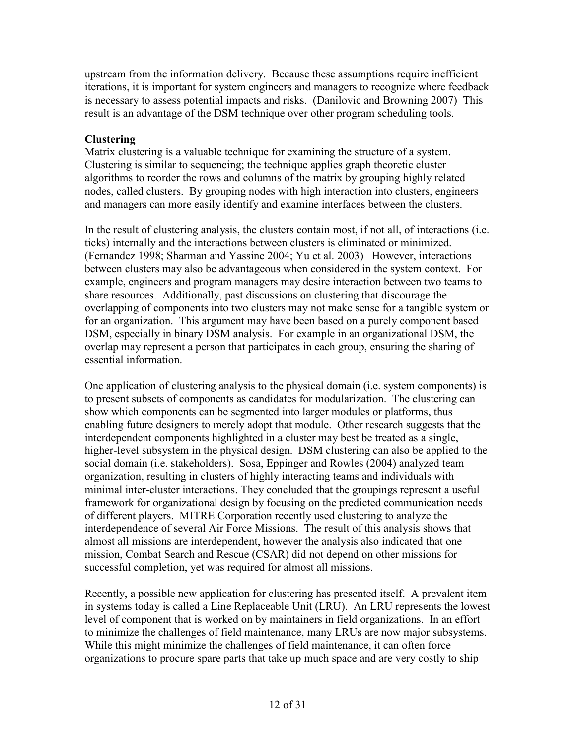upstream from the information delivery. Because these assumptions require inefficient iterations, it is important for system engineers and managers to recognize where feedback is necessary to assess potential impacts and risks. (Danilovic and Browning 2007) This result is an advantage of the DSM technique over other program scheduling tools.

### Clustering

Matrix clustering is a valuable technique for examining the structure of a system. Clustering is similar to sequencing; the technique applies graph theoretic cluster algorithms to reorder the rows and columns of the matrix by grouping highly related nodes, called clusters. By grouping nodes with high interaction into clusters, engineers and managers can more easily identify and examine interfaces between the clusters.

In the result of clustering analysis, the clusters contain most, if not all, of interactions (i.e. ticks) internally and the interactions between clusters is eliminated or minimized. (Fernandez 1998; Sharman and Yassine 2004; Yu et al. 2003) However, interactions between clusters may also be advantageous when considered in the system context. For example, engineers and program managers may desire interaction between two teams to share resources. Additionally, past discussions on clustering that discourage the overlapping of components into two clusters may not make sense for a tangible system or for an organization. This argument may have been based on a purely component based DSM, especially in binary DSM analysis. For example in an organizational DSM, the overlap may represent a person that participates in each group, ensuring the sharing of essential information.

One application of clustering analysis to the physical domain (i.e. system components) is to present subsets of components as candidates for modularization. The clustering can show which components can be segmented into larger modules or platforms, thus enabling future designers to merely adopt that module. Other research suggests that the interdependent components highlighted in a cluster may best be treated as a single, higher-level subsystem in the physical design. DSM clustering can also be applied to the social domain (i.e. stakeholders). Sosa, Eppinger and Rowles (2004) analyzed team organization, resulting in clusters of highly interacting teams and individuals with minimal inter-cluster interactions. They concluded that the groupings represent a useful framework for organizational design by focusing on the predicted communication needs of different players. MITRE Corporation recently used clustering to analyze the interdependence of several Air Force Missions. The result of this analysis shows that almost all missions are interdependent, however the analysis also indicated that one mission, Combat Search and Rescue (CSAR) did not depend on other missions for successful completion, yet was required for almost all missions.

Recently, a possible new application for clustering has presented itself. A prevalent item in systems today is called a Line Replaceable Unit (LRU). An LRU represents the lowest level of component that is worked on by maintainers in field organizations. In an effort to minimize the challenges of field maintenance, many LRUs are now major subsystems. While this might minimize the challenges of field maintenance, it can often force organizations to procure spare parts that take up much space and are very costly to ship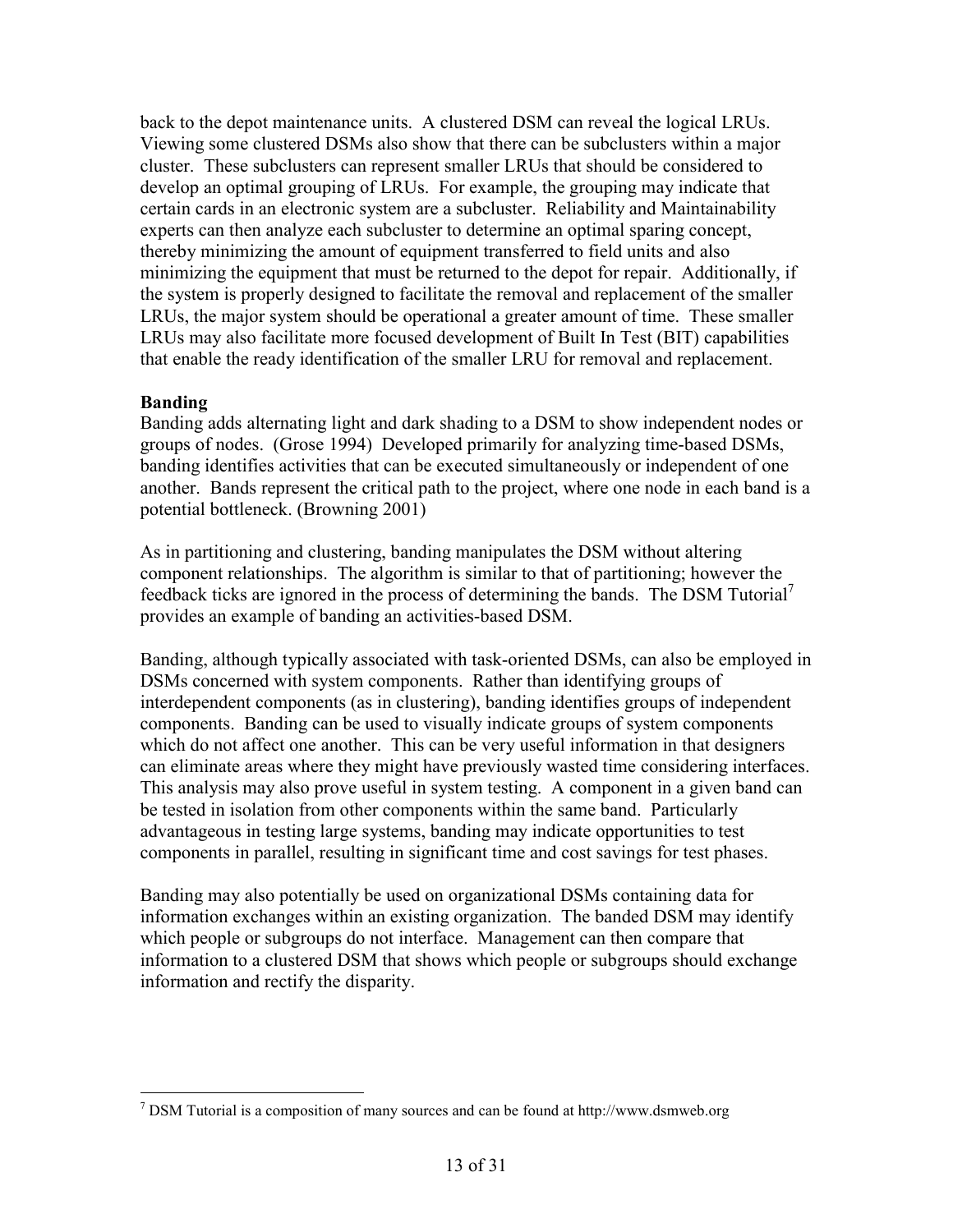back to the depot maintenance units. A clustered DSM can reveal the logical LRUs. Viewing some clustered DSMs also show that there can be subclusters within a major cluster. These subclusters can represent smaller LRUs that should be considered to develop an optimal grouping of LRUs. For example, the grouping may indicate that certain cards in an electronic system are a subcluster. Reliability and Maintainability experts can then analyze each subcluster to determine an optimal sparing concept, thereby minimizing the amount of equipment transferred to field units and also minimizing the equipment that must be returned to the depot for repair. Additionally, if the system is properly designed to facilitate the removal and replacement of the smaller LRUs, the major system should be operational a greater amount of time. These smaller LRUs may also facilitate more focused development of Built In Test (BIT) capabilities that enable the ready identification of the smaller LRU for removal and replacement.

**Banding**

Banding adds alternating light and dark shading to a DSM to show independent nodes or groups of nodes. (Grose 1994) Developed primarily for analyzing time-based DSMs, banding identifies activities that can be executed simultaneously or independent of one another. Bands represent the critical path to the project, where one node in each band is a potential bottleneck. (Browning 2001)

As in partitioning and clustering, banding manipulates the DSM without altering component relationships. The algorithm is similar to that of partitioning; however the feedback ticks are ignored in the process of determining the bands. The DSM Tutorial[7] provides an example of banding an activities-based DSM.

Banding, although typically associated with task-oriented DSMs, can also be employed in DSMs concerned with system components. Rather than identifying groups of interdependent components (as in clustering), banding identifies groups of independent components. Banding can be used to visually indicate groups of system components which do not affect one another. This can be very useful information in that designers can eliminate areas where they might have previously wasted time considering interfaces. This analysis may also prove useful in system testing. A component in a given band can be tested in isolation from other components within the same band. Particularly advantageous in testing large systems, banding may indicate opportunities to test components in parallel, resulting in significant time and cost savings for test phases.

Banding may also potentially be used on organizational DSMs containing data for information exchanges within an existing organization. The banded DSM may identify which people or subgroups do not interface. Management can then compare that information to a clustered DSM that shows which people or subgroups should exchange information and rectify the disparity.

[7] DSM Tutorial is a composition of many sources and can be found at http://www.dsmweb.org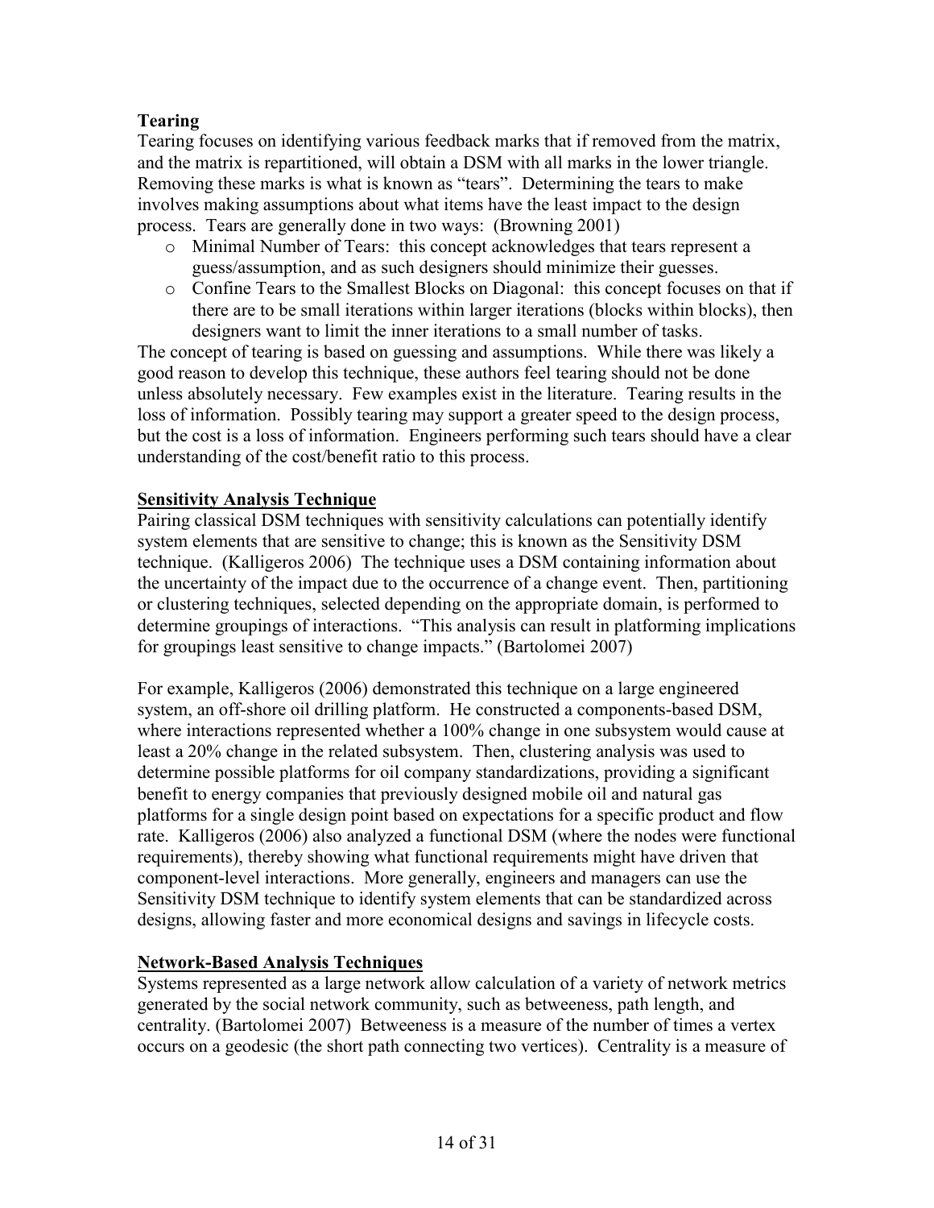**Tearing**

Tearing focuses on identifying various feedback marks that if removed from the matrix, and the matrix is repartitioned, will obtain a DSM with all marks in the lower triangle. Removing these marks is what is known as "tears". Determining the tears to make involves making assumptions about what items have the least impact to the design process. Tears are generally done in two ways: (Browning 2001)

- Minimal Number of Tears: this concept acknowledges that tears represent a guess/assumption, and as such designers should minimize their guesses.
- Confine Tears to the Smallest Blocks on Diagonal: this concept focuses on that if there are to be small iterations within larger iterations (blocks within blocks), then designers want to limit the inner iterations to a small number of tasks.

The concept of tearing is based on guessing and assumptions. While there was likely a good reason to develop this technique, these authors feel tearing should not be done unless absolutely necessary. Few examples exist in the literature. Tearing results in the loss of information. Possibly tearing may support a greater speed to the design process, but the cost is a loss of information. Engineers performing such tears should have a clear understanding of the cost/benefit ratio to this process.

**Sensitivity Analysis Technique**

Pairing classical DSM techniques with sensitivity calculations can potentially identify system elements that are sensitive to change; this is known as the Sensitivity DSM technique. (Kalligeros 2006) The technique uses a DSM containing information about the uncertainty of the impact due to the occurrence of a change event. Then, partitioning or clustering techniques, selected depending on the appropriate domain, is performed to determine groupings of interactions. "This analysis can result in platforming implications for groupings least sensitive to change impacts." (Bartolomei 2007)

For example, Kalligeros (2006) demonstrated this technique on a large engineered system, an off-shore oil drilling platform. He constructed a components-based DSM, where interactions represented whether a 100% change in one subsystem would cause at least a 20% change in the related subsystem. Then, clustering analysis was used to determine possible platforms for oil company standardizations, providing a significant benefit to energy companies that previously designed mobile oil and natural gas platforms for a single design point based on expectations for a specific product and flow rate. Kalligeros (2006) also analyzed a functional DSM (where the nodes were functional requirements), thereby showing what functional requirements might have driven that component-level interactions. More generally, engineers and managers can use the Sensitivity DSM technique to identify system elements that can be standardized across designs, allowing faster and more economical designs and savings in lifecycle costs.

**Network-Based Analysis Techniques**

Systems represented as a large network allow calculation of a variety of network metrics generated by the social network community, such as betweeness, path length, and centrality. (Bartolomei 2007) Betweeness is a measure of the number of times a vertex occurs on a geodesic (the short path connecting two vertices). Centrality is a measure of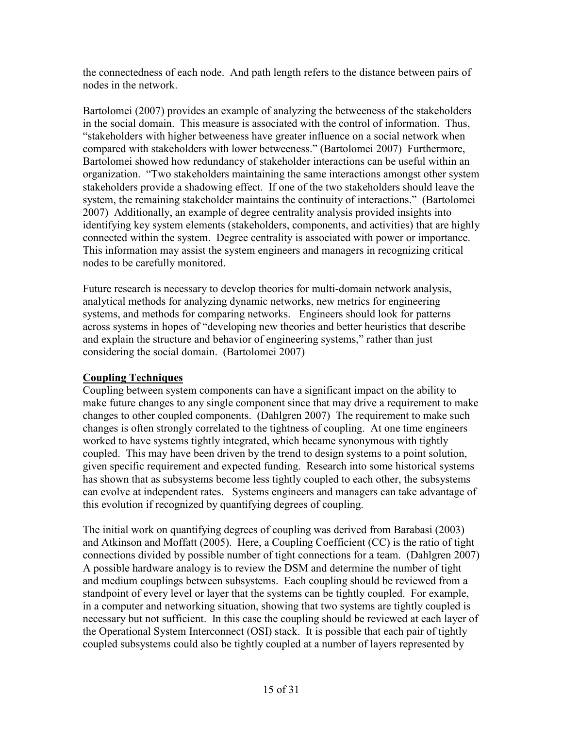the connectedness of each node. And path length refers to the distance between pairs of nodes in the network.

Bartolomei (2007) provides an example of analyzing the betweeness of the stakeholders in the social domain. This measure is associated with the control of information. Thus, "stakeholders with higher betweeness have greater influence on a social network when compared with stakeholders with lower betweeness." (Bartolomei 2007) Furthermore, Bartolomei showed how redundancy of stakeholder interactions can be useful within an organization. "Two stakeholders maintaining the same interactions amongst other system stakeholders provide a shadowing effect. If one of the two stakeholders should leave the system, the remaining stakeholder maintains the continuity of interactions." (Bartolomei 2007) Additionally, an example of degree centrality analysis provided insights into identifying key system elements (stakeholders, components, and activities) that are highly connected within the system. Degree centrality is associated with power or importance. This information may assist the system engineers and managers in recognizing critical nodes to be carefully monitored.

Future research is necessary to develop theories for multi-domain network analysis, analytical methods for analyzing dynamic networks, new metrics for engineering systems, and methods for comparing networks. Engineers should look for patterns across systems in hopes of "developing new theories and better heuristics that describe and explain the structure and behavior of engineering systems," rather than just considering the social domain. (Bartolomei 2007)

## Coupling Techniques

Coupling between system components can have a significant impact on the ability to make future changes to any single component since that may drive a requirement to make changes to other coupled components. (Dahlgren 2007) The requirement to make such changes is often strongly correlated to the tightness of coupling. At one time engineers worked to have systems tightly integrated, which became synonymous with tightly coupled. This may have been driven by the trend to design systems to a point solution, given specific requirement and expected funding. Research into some historical systems has shown that as subsystems become less tightly coupled to each other, the subsystems can evolve at independent rates. Systems engineers and managers can take advantage of this evolution if recognized by quantifying degrees of coupling.

The initial work on quantifying degrees of coupling was derived from Barabasi (2003) and Atkinson and Moffatt (2005). Here, a Coupling Coefficient (CC) is the ratio of tight connections divided by possible number of tight connections for a team. (Dahlgren 2007) A possible hardware analogy is to review the DSM and determine the number of tight and medium couplings between subsystems. Each coupling should be reviewed from a standpoint of every level or layer that the systems can be tightly coupled. For example, in a computer and networking situation, showing that two systems are tightly coupled is necessary but not sufficient. In this case the coupling should be reviewed at each layer of the Operational System Interconnect (OSI) stack. It is possible that each pair of tightly coupled subsystems could also be tightly coupled at a number of layers represented by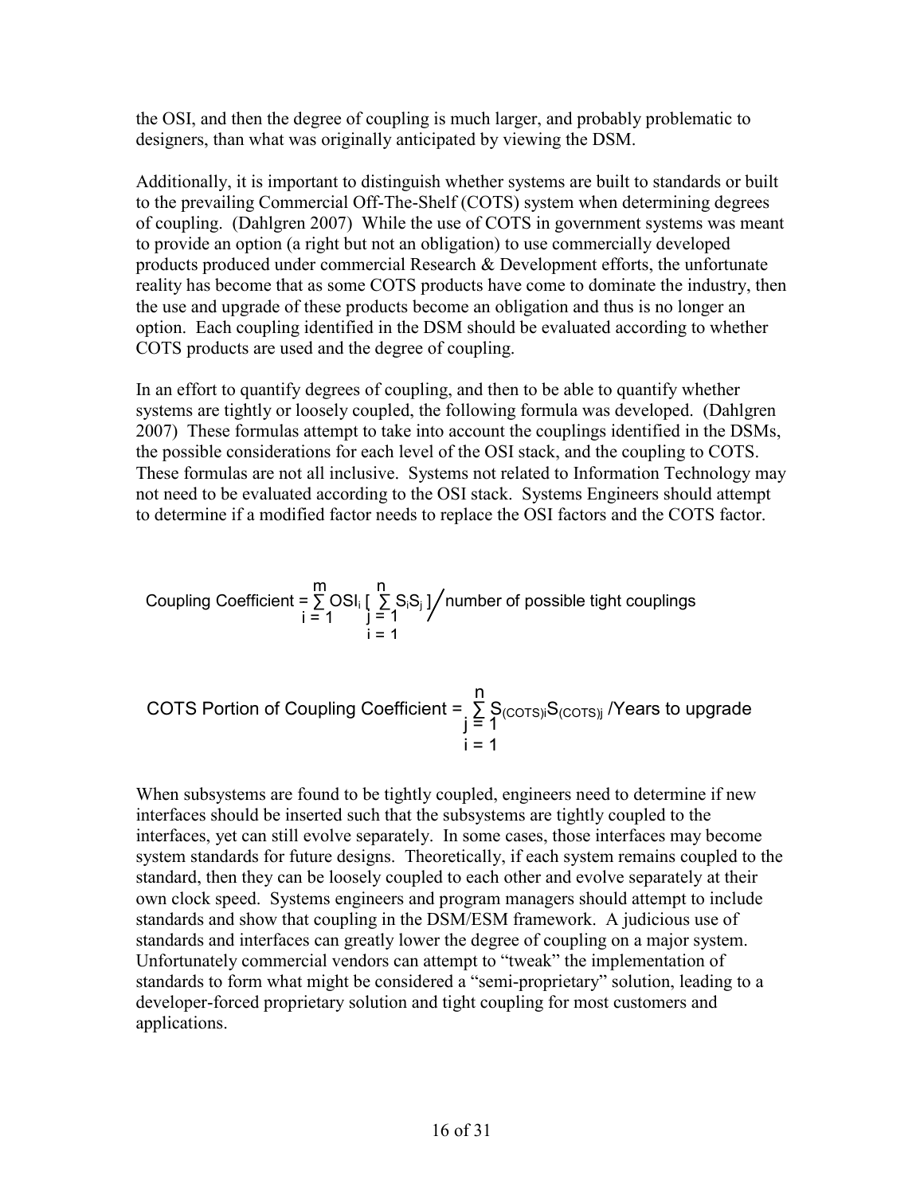the OSI, and then the degree of coupling is much larger, and probably problematic to designers, than what was originally anticipated by viewing the DSM.

Additionally, it is important to distinguish whether systems are built to standards or built to the prevailing Commercial Off-The-Shelf (COTS) system when determining degrees of coupling. (Dahlgren 2007) While the use of COTS in government systems was meant to provide an option (a right but not an obligation) to use commercially developed products produced under commercial Research & Development efforts, the unfortunate reality has become that as some COTS products have come to dominate the industry, then the use and upgrade of these products become an obligation and thus is no longer an option. Each coupling identified in the DSM should be evaluated according to whether COTS products are used and the degree of coupling.

In an effort to quantify degrees of coupling, and then to be able to quantify whether systems are tightly or loosely coupled, the following formula was developed. (Dahlgren 2007) These formulas attempt to take into account the couplings identified in the DSMs, the possible considerations for each level of the OSI stack, and the coupling to COTS. These formulas are not all inclusive. Systems not related to Information Technology may not need to be evaluated according to the OSI stack. Systems Engineers should attempt to determine if a modified factor needs to replace the OSI factors and the COTS factor.

$$\text{Coupling Coefficient} = \sum_{i=1}^{m} OSI_i \left[ \sum_{\substack{j=1 \\ i=1}}^{n} S_i S_j \right] \Big/ \text{number of possible tight couplings}$$

$$\text{COTS Portion of Coupling Coefficient} = \sum_{\substack{j=1 \\ i=1}}^{n} S_{(COTS)i} S_{(COTS)j} \,/\text{Years to upgrade}$$

When subsystems are found to be tightly coupled, engineers need to determine if new interfaces should be inserted such that the subsystems are tightly coupled to the interfaces, yet can still evolve separately. In some cases, those interfaces may become system standards for future designs. Theoretically, if each system remains coupled to the standard, then they can be loosely coupled to each other and evolve separately at their own clock speed. Systems engineers and program managers should attempt to include standards and show that coupling in the DSM/ESM framework. A judicious use of standards and interfaces can greatly lower the degree of coupling on a major system. Unfortunately commercial vendors can attempt to "tweak" the implementation of standards to form what might be considered a "semi-proprietary" solution, leading to a developer-forced proprietary solution and tight coupling for most customers and applications.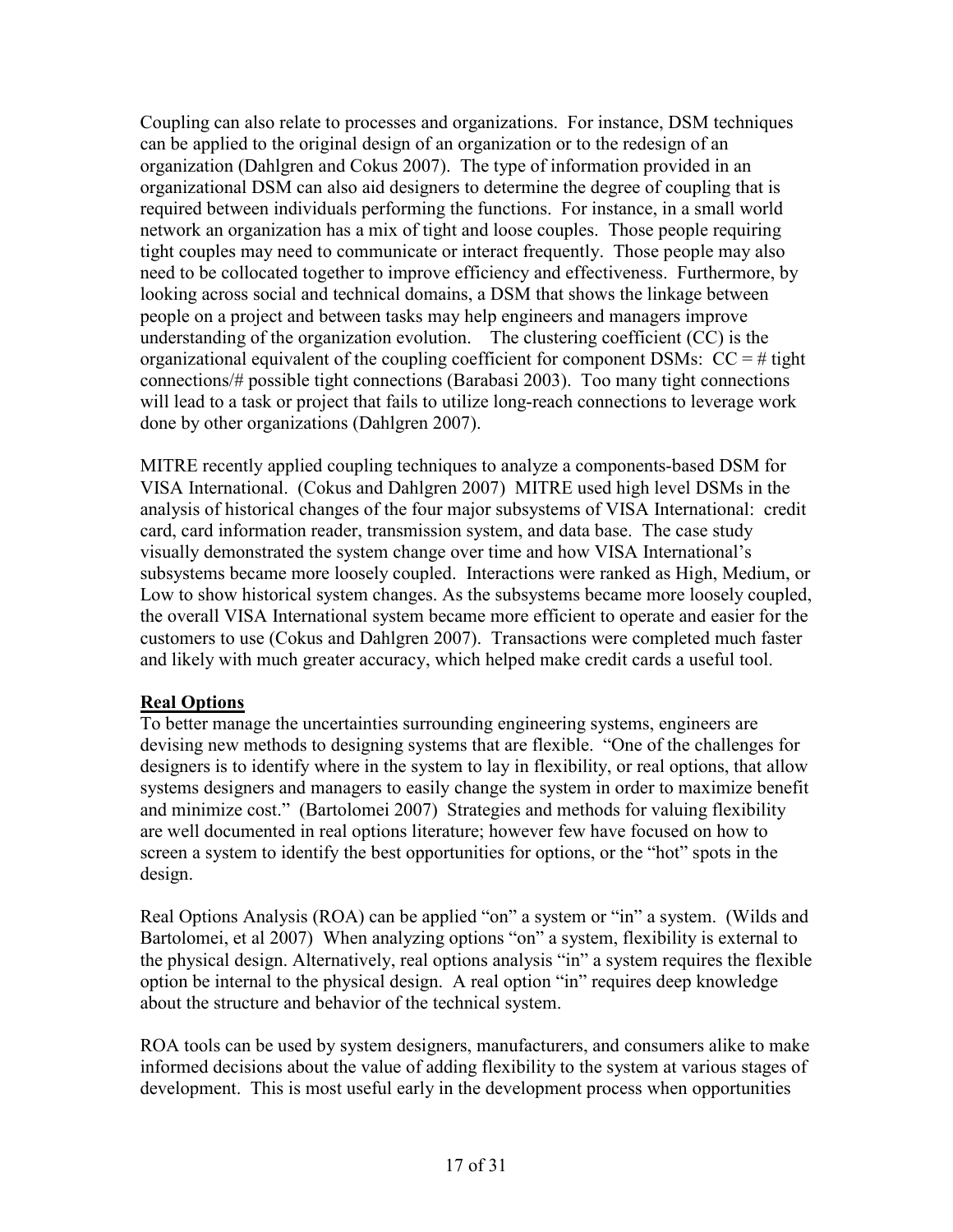Coupling can also relate to processes and organizations. For instance, DSM techniques can be applied to the original design of an organization or to the redesign of an organization (Dahlgren and Cokus 2007). The type of information provided in an organizational DSM can also aid designers to determine the degree of coupling that is required between individuals performing the functions. For instance, in a small world network an organization has a mix of tight and loose couples. Those people requiring tight couples may need to communicate or interact frequently. Those people may also need to be collocated together to improve efficiency and effectiveness. Furthermore, by looking across social and technical domains, a DSM that shows the linkage between people on a project and between tasks may help engineers and managers improve understanding of the organization evolution. The clustering coefficient (CC) is the organizational equivalent of the coupling coefficient for component DSMs: CC = # tight connections/# possible tight connections (Barabasi 2003). Too many tight connections will lead to a task or project that fails to utilize long-reach connections to leverage work done by other organizations (Dahlgren 2007).

MITRE recently applied coupling techniques to analyze a components-based DSM for VISA International. (Cokus and Dahlgren 2007) MITRE used high level DSMs in the analysis of historical changes of the four major subsystems of VISA International: credit card, card information reader, transmission system, and data base. The case study visually demonstrated the system change over time and how VISA International's subsystems became more loosely coupled. Interactions were ranked as High, Medium, or Low to show historical system changes. As the subsystems became more loosely coupled, the overall VISA International system became more efficient to operate and easier for the customers to use (Cokus and Dahlgren 2007). Transactions were completed much faster and likely with much greater accuracy, which helped make credit cards a useful tool.

## Real Options

To better manage the uncertainties surrounding engineering systems, engineers are devising new methods to designing systems that are flexible. "One of the challenges for designers is to identify where in the system to lay in flexibility, or real options, that allow systems designers and managers to easily change the system in order to maximize benefit and minimize cost." (Bartolomei 2007) Strategies and methods for valuing flexibility are well documented in real options literature; however few have focused on how to screen a system to identify the best opportunities for options, or the "hot" spots in the design.

Real Options Analysis (ROA) can be applied "on" a system or "in" a system. (Wilds and Bartolomei, et al 2007) When analyzing options "on" a system, flexibility is external to the physical design. Alternatively, real options analysis "in" a system requires the flexible option be internal to the physical design. A real option "in" requires deep knowledge about the structure and behavior of the technical system.

ROA tools can be used by system designers, manufacturers, and consumers alike to make informed decisions about the value of adding flexibility to the system at various stages of development. This is most useful early in the development process when opportunities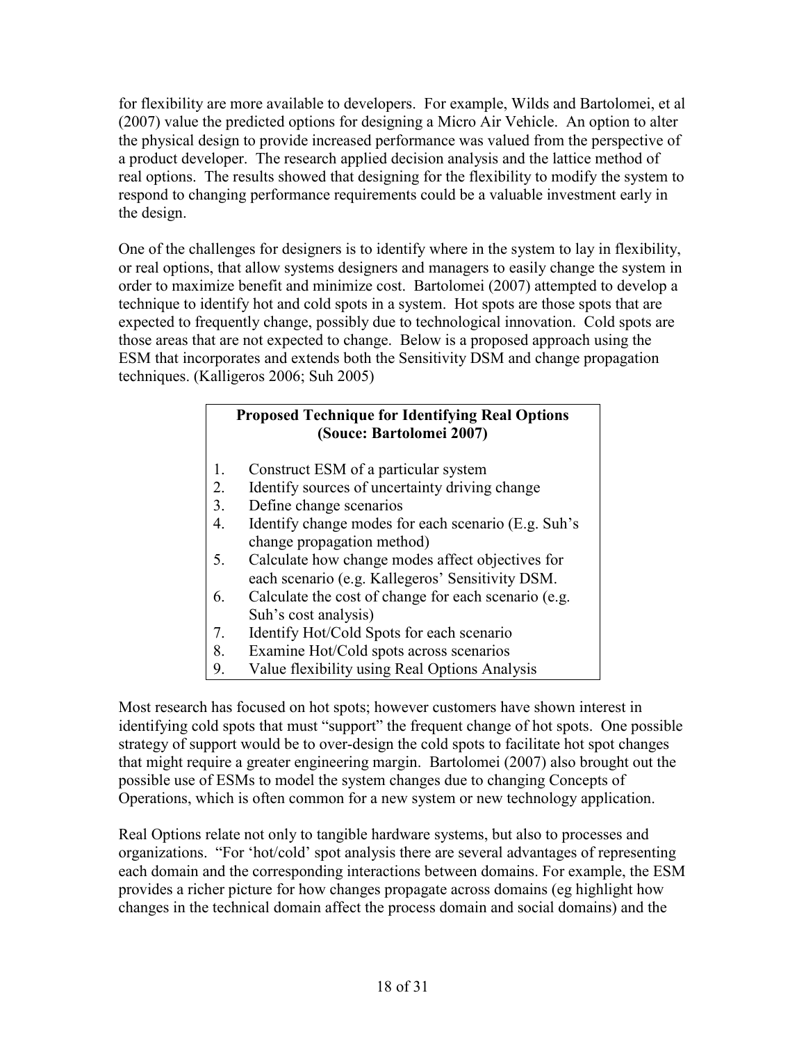for flexibility are more available to developers. For example, Wilds and Bartolomei, et al (2007) value the predicted options for designing a Micro Air Vehicle. An option to alter the physical design to provide increased performance was valued from the perspective of a product developer. The research applied decision analysis and the lattice method of real options. The results showed that designing for the flexibility to modify the system to respond to changing performance requirements could be a valuable investment early in the design.

One of the challenges for designers is to identify where in the system to lay in flexibility, or real options, that allow systems designers and managers to easily change the system in order to maximize benefit and minimize cost. Bartolomei (2007) attempted to develop a technique to identify hot and cold spots in a system. Hot spots are those spots that are expected to frequently change, possibly due to technological innovation. Cold spots are those areas that are not expected to change. Below is a proposed approach using the ESM that incorporates and extends both the Sensitivity DSM and change propagation techniques. (Kalligeros 2006; Suh 2005)

**Proposed Technique for Identifying Real Options (Souce: Bartolomei 2007)**

1. Construct ESM of a particular system
2. Identify sources of uncertainty driving change
3. Define change scenarios
4. Identify change modes for each scenario (E.g. Suh's change propagation method)
5. Calculate how change modes affect objectives for each scenario (e.g. Kallegeros' Sensitivity DSM.
6. Calculate the cost of change for each scenario (e.g. Suh's cost analysis)
7. Identify Hot/Cold Spots for each scenario
8. Examine Hot/Cold spots across scenarios
9. Value flexibility using Real Options Analysis

Most research has focused on hot spots; however customers have shown interest in identifying cold spots that must "support" the frequent change of hot spots. One possible strategy of support would be to over-design the cold spots to facilitate hot spot changes that might require a greater engineering margin. Bartolomei (2007) also brought out the possible use of ESMs to model the system changes due to changing Concepts of Operations, which is often common for a new system or new technology application.

Real Options relate not only to tangible hardware systems, but also to processes and organizations. "For 'hot/cold' spot analysis there are several advantages of representing each domain and the corresponding interactions between domains. For example, the ESM provides a richer picture for how changes propagate across domains (eg highlight how changes in the technical domain affect the process domain and social domains) and the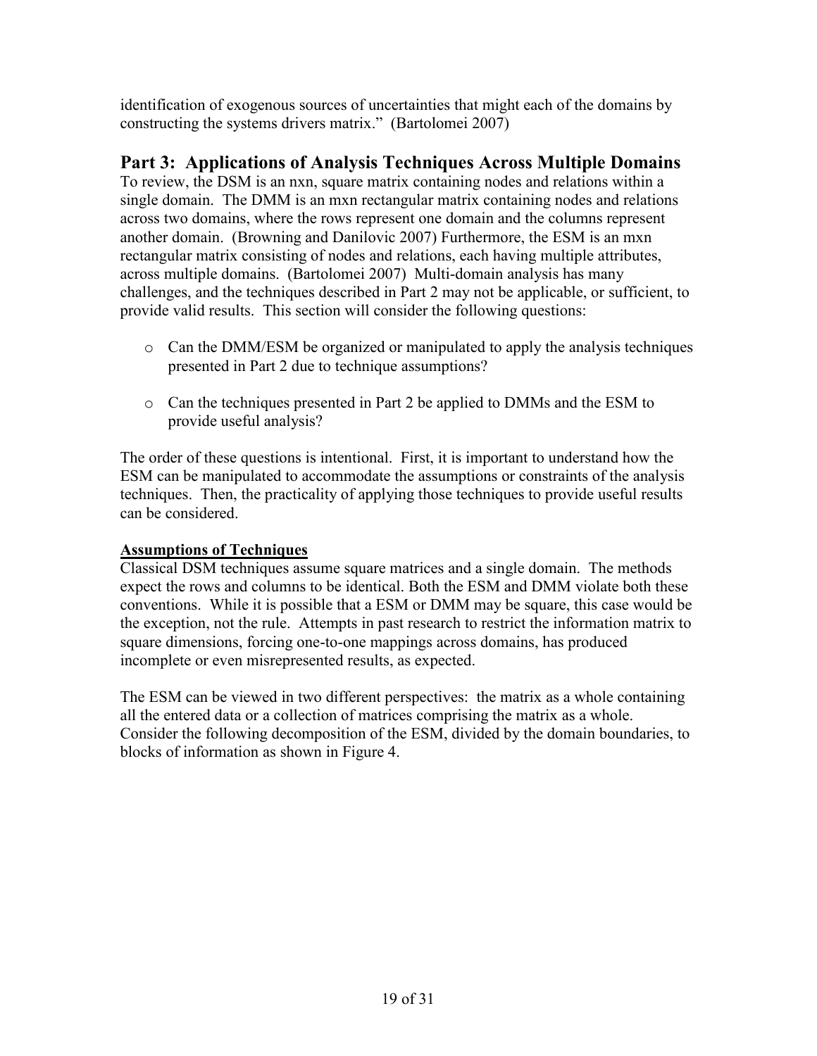identification of exogenous sources of uncertainties that might each of the domains by constructing the systems drivers matrix." (Bartolomei 2007)

## Part 3: Applications of Analysis Techniques Across Multiple Domains

To review, the DSM is an nxn, square matrix containing nodes and relations within a single domain. The DMM is an mxn rectangular matrix containing nodes and relations across two domains, where the rows represent one domain and the columns represent another domain. (Browning and Danilovic 2007) Furthermore, the ESM is an mxn rectangular matrix consisting of nodes and relations, each having multiple attributes, across multiple domains. (Bartolomei 2007) Multi-domain analysis has many challenges, and the techniques described in Part 2 may not be applicable, or sufficient, to provide valid results. This section will consider the following questions:

- Can the DMM/ESM be organized or manipulated to apply the analysis techniques presented in Part 2 due to technique assumptions?

- Can the techniques presented in Part 2 be applied to DMMs and the ESM to provide useful analysis?

The order of these questions is intentional. First, it is important to understand how the ESM can be manipulated to accommodate the assumptions or constraints of the analysis techniques. Then, the practicality of applying those techniques to provide useful results can be considered.

### Assumptions of Techniques

Classical DSM techniques assume square matrices and a single domain. The methods expect the rows and columns to be identical. Both the ESM and DMM violate both these conventions. While it is possible that a ESM or DMM may be square, this case would be the exception, not the rule. Attempts in past research to restrict the information matrix to square dimensions, forcing one-to-one mappings across domains, has produced incomplete or even misrepresented results, as expected.

The ESM can be viewed in two different perspectives: the matrix as a whole containing all the entered data or a collection of matrices comprising the matrix as a whole. Consider the following decomposition of the ESM, divided by the domain boundaries, to blocks of information as shown in Figure 4.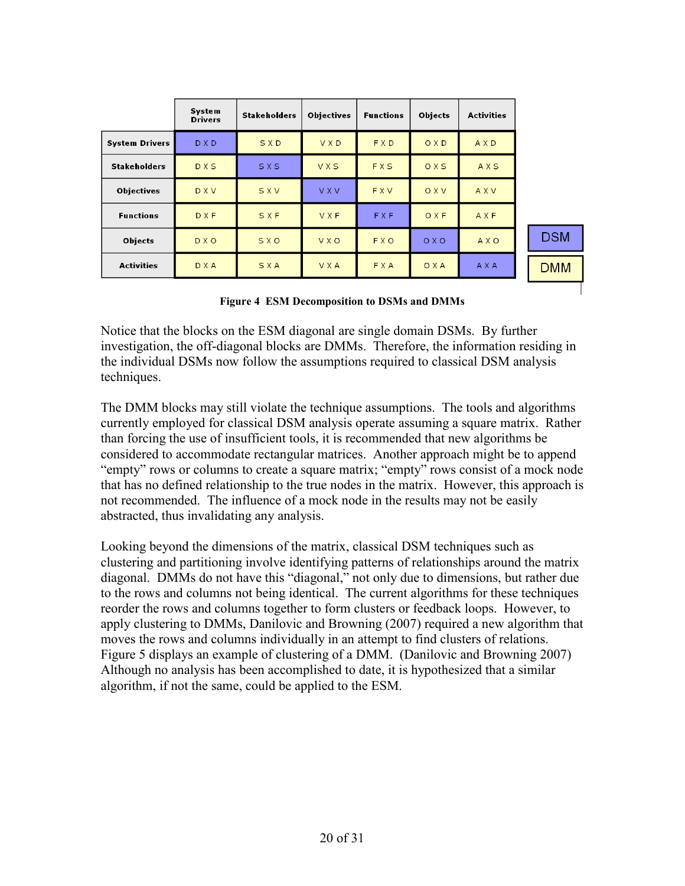| | System Drivers | Stakeholders | Objectives | Functions | Objects | Activities |
|---|---|---|---|---|---|---|
| **System Drivers** | D X D | S X D | V X D | F X D | O X D | A X D |
| **Stakeholders** | D X S | S X S | V X S | F X S | O X S | A X S |
| **Objectives** | D X V | S X V | V X V | F X V | O X V | A X V |
| **Functions** | D X F | S X F | V X F | F X F | O X F | A X F |
| **Objects** | D X O | S X O | V X O | F X O | O X O | A X O |
| **Activities** | D X A | S X A | V X A | F X A | O X A | A X A |

DSM

DMM

**Figure 4 ESM Decomposition to DSMs and DMMs**

Notice that the blocks on the ESM diagonal are single domain DSMs. By further investigation, the off-diagonal blocks are DMMs. Therefore, the information residing in the individual DSMs now follow the assumptions required to classical DSM analysis techniques.

The DMM blocks may still violate the technique assumptions. The tools and algorithms currently employed for classical DSM analysis operate assuming a square matrix. Rather than forcing the use of insufficient tools, it is recommended that new algorithms be considered to accommodate rectangular matrices. Another approach might be to append "empty" rows or columns to create a square matrix; "empty" rows consist of a mock node that has no defined relationship to the true nodes in the matrix. However, this approach is not recommended. The influence of a mock node in the results may not be easily abstracted, thus invalidating any analysis.

Looking beyond the dimensions of the matrix, classical DSM techniques such as clustering and partitioning involve identifying patterns of relationships around the matrix diagonal. DMMs do not have this "diagonal," not only due to dimensions, but rather due to the rows and columns not being identical. The current algorithms for these techniques reorder the rows and columns together to form clusters or feedback loops. However, to apply clustering to DMMs, Danilovic and Browning (2007) required a new algorithm that moves the rows and columns individually in an attempt to find clusters of relations. Figure 5 displays an example of clustering of a DMM. (Danilovic and Browning 2007) Although no analysis has been accomplished to date, it is hypothesized that a similar algorithm, if not the same, could be applied to the ESM.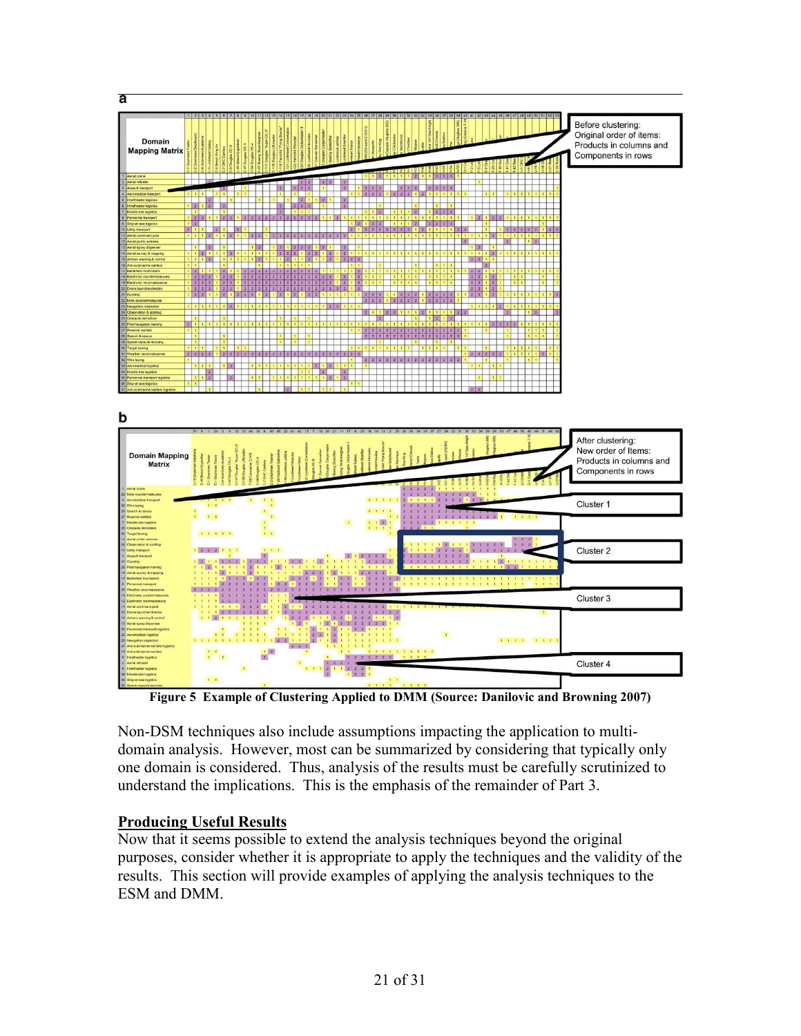**a**

Before clustering: Original order of items: Products in columns and Components in rows

**b**

After clustering: New order of Items: Products in columns and Components in rows

Cluster 1

Cluster 2

Cluster 3

Cluster 4

**Figure 5 Example of Clustering Applied to DMM (Source: Danilovic and Browning 2007)**

Non-DSM techniques also include assumptions impacting the application to multi-domain analysis. However, most can be summarized by considering that typically only one domain is considered. Thus, analysis of the results must be carefully scrutinized to understand the implications. This is the emphasis of the remainder of Part 3.

## Producing Useful Results

Now that it seems possible to extend the analysis techniques beyond the original purposes, consider whether it is appropriate to apply the techniques and the validity of the results. This section will provide examples of applying the analysis techniques to the ESM and DMM.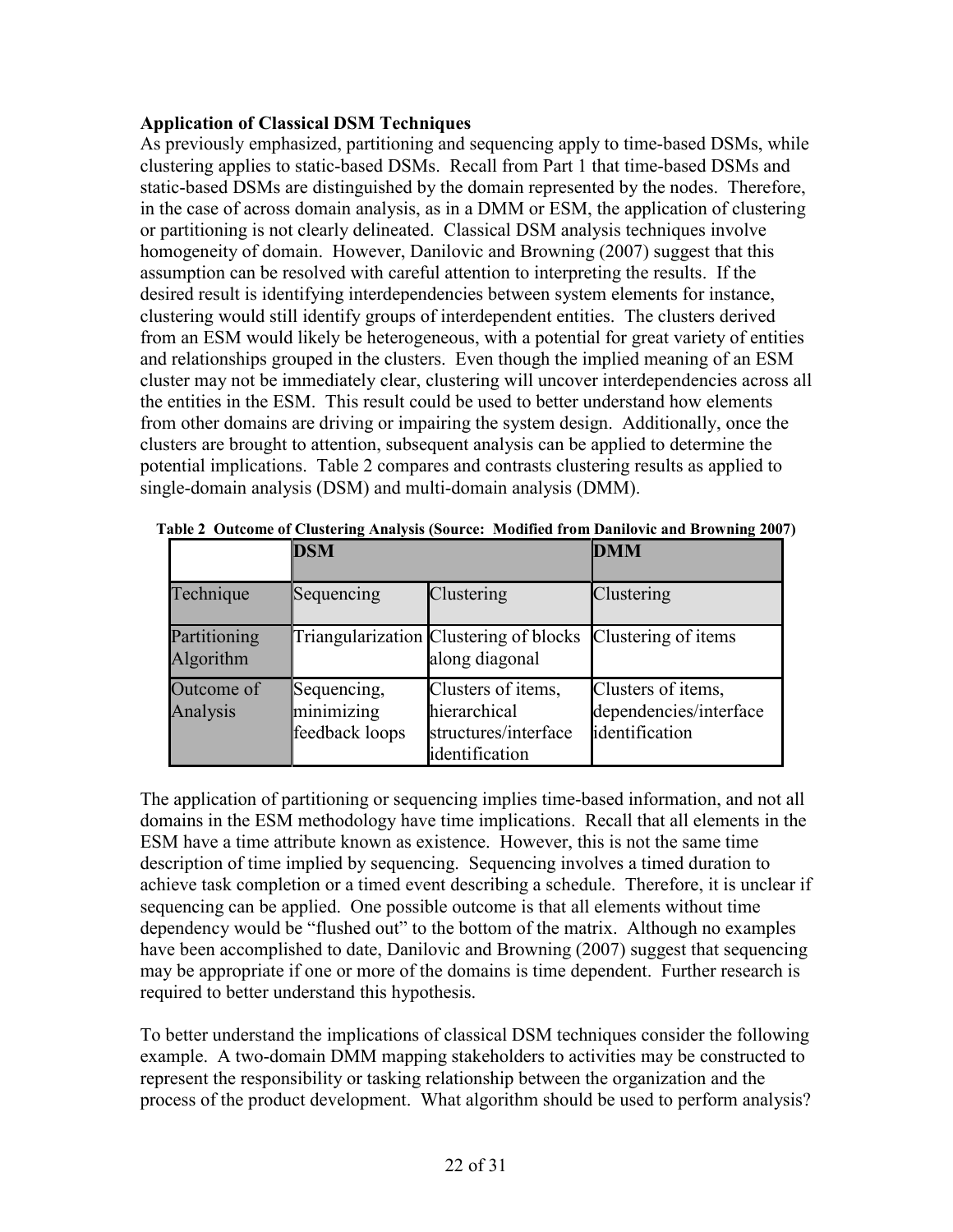**Application of Classical DSM Techniques**

As previously emphasized, partitioning and sequencing apply to time-based DSMs, while clustering applies to static-based DSMs. Recall from Part 1 that time-based DSMs and static-based DSMs are distinguished by the domain represented by the nodes. Therefore, in the case of across domain analysis, as in a DMM or ESM, the application of clustering or partitioning is not clearly delineated. Classical DSM analysis techniques involve homogeneity of domain. However, Danilovic and Browning (2007) suggest that this assumption can be resolved with careful attention to interpreting the results. If the desired result is identifying interdependencies between system elements for instance, clustering would still identify groups of interdependent entities. The clusters derived from an ESM would likely be heterogeneous, with a potential for great variety of entities and relationships grouped in the clusters. Even though the implied meaning of an ESM cluster may not be immediately clear, clustering will uncover interdependencies across all the entities in the ESM. This result could be used to better understand how elements from other domains are driving or impairing the system design. Additionally, once the clusters are brought to attention, subsequent analysis can be applied to determine the potential implications. Table 2 compares and contrasts clustering results as applied to single-domain analysis (DSM) and multi-domain analysis (DMM).

**Table 2 Outcome of Clustering Analysis (Source: Modified from Danilovic and Browning 2007)**

| | **DSM** | | **DMM** |
|---|---|---|---|
| Technique | Sequencing | Clustering | Clustering |
| Partitioning Algorithm | Triangularization | Clustering of blocks along diagonal | Clustering of items |
| Outcome of Analysis | Sequencing, minimizing feedback loops | Clusters of items, hierarchical structures/interface identification | Clusters of items, dependencies/interface identification |

The application of partitioning or sequencing implies time-based information, and not all domains in the ESM methodology have time implications. Recall that all elements in the ESM have a time attribute known as existence. However, this is not the same time description of time implied by sequencing. Sequencing involves a timed duration to achieve task completion or a timed event describing a schedule. Therefore, it is unclear if sequencing can be applied. One possible outcome is that all elements without time dependency would be "flushed out" to the bottom of the matrix. Although no examples have been accomplished to date, Danilovic and Browning (2007) suggest that sequencing may be appropriate if one or more of the domains is time dependent. Further research is required to better understand this hypothesis.

To better understand the implications of classical DSM techniques consider the following example. A two-domain DMM mapping stakeholders to activities may be constructed to represent the responsibility or tasking relationship between the organization and the process of the product development. What algorithm should be used to perform analysis?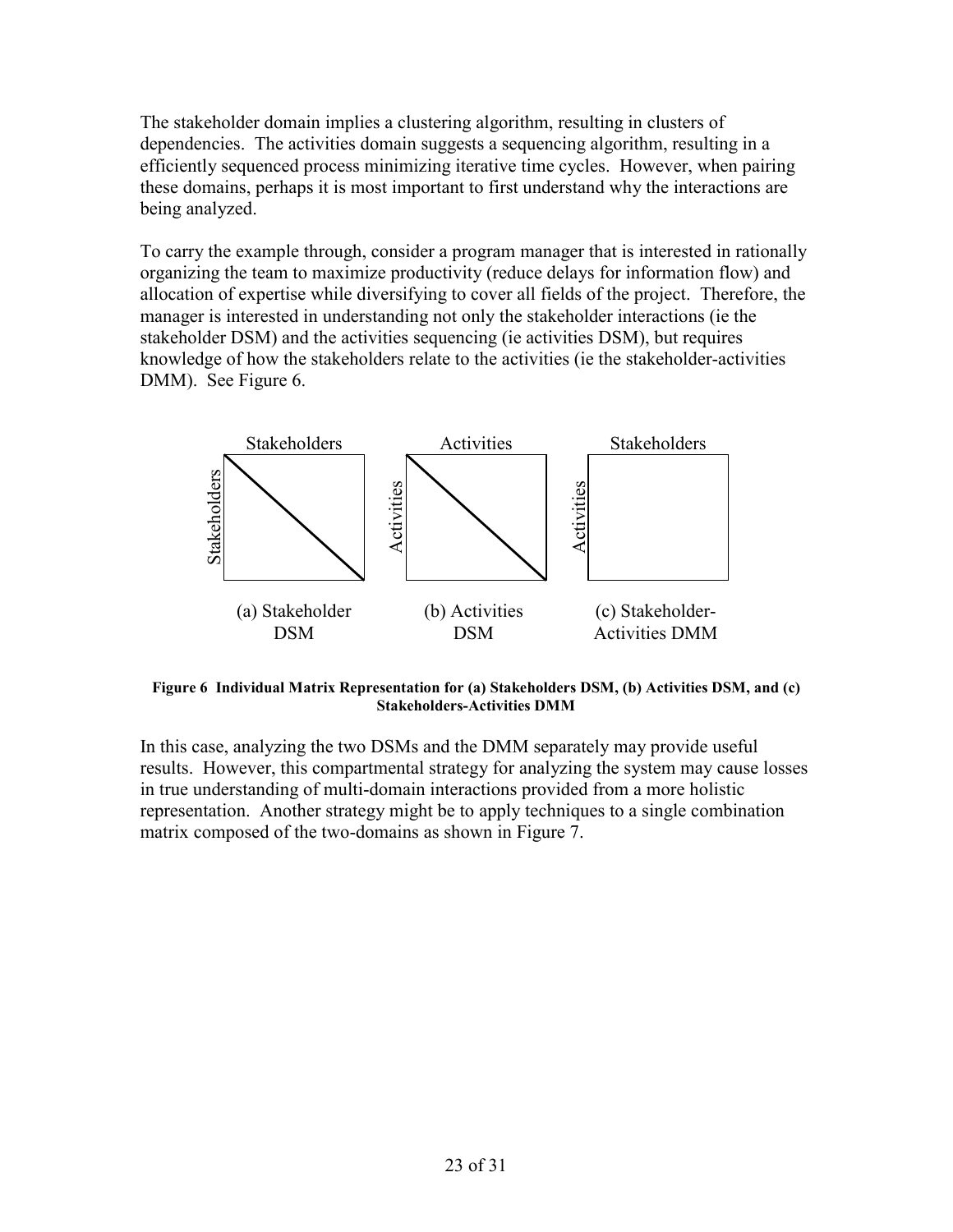The stakeholder domain implies a clustering algorithm, resulting in clusters of dependencies. The activities domain suggests a sequencing algorithm, resulting in a efficiently sequenced process minimizing iterative time cycles. However, when pairing these domains, perhaps it is most important to first understand why the interactions are being analyzed.

To carry the example through, consider a program manager that is interested in rationally organizing the team to maximize productivity (reduce delays for information flow) and allocation of expertise while diversifying to cover all fields of the project. Therefore, the manager is interested in understanding not only the stakeholder interactions (ie the stakeholder DSM) and the activities sequencing (ie activities DSM), but requires knowledge of how the stakeholders relate to the activities (ie the stakeholder-activities DMM). See Figure 6.

Stakeholders | Activities | Stakeholders

Stakeholders | Activities | Activities

(a) Stakeholder DSM | (b) Activities DSM | (c) Stakeholder-Activities DMM

**Figure 6 Individual Matrix Representation for (a) Stakeholders DSM, (b) Activities DSM, and (c) Stakeholders-Activities DMM**

In this case, analyzing the two DSMs and the DMM separately may provide useful results. However, this compartmental strategy for analyzing the system may cause losses in true understanding of multi-domain interactions provided from a more holistic representation. Another strategy might be to apply techniques to a single combination matrix composed of the two-domains as shown in Figure 7.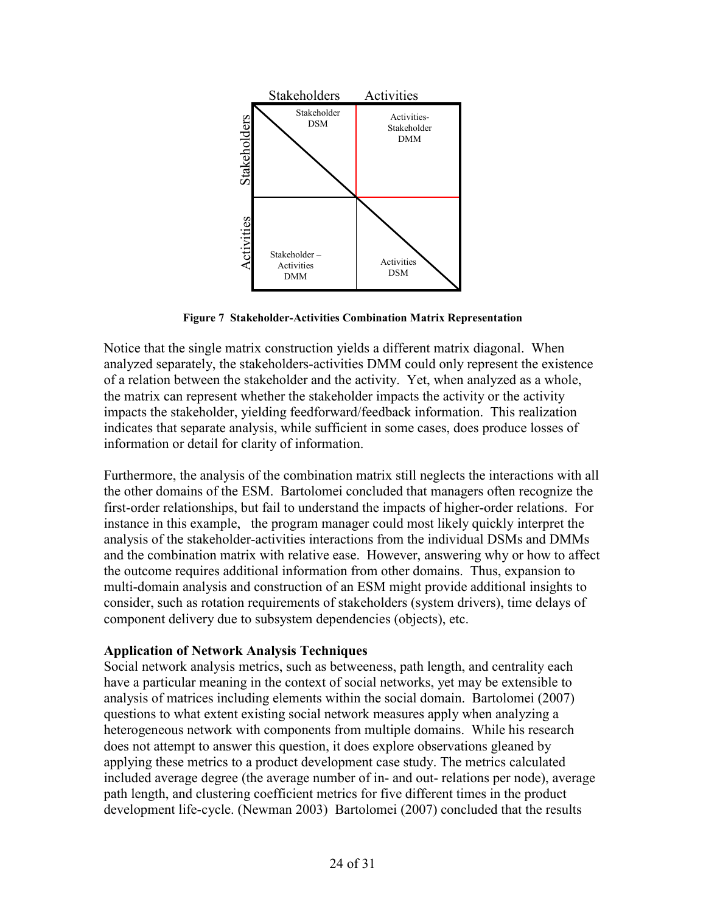|  | Stakeholders | Activities |
|---|---|---|
| **Stakeholders** | Stakeholder DSM | Activities-Stakeholder DMM |
| **Activities** | Stakeholder – Activities DMM | Activities DSM |

**Figure 7 Stakeholder-Activities Combination Matrix Representation**

Notice that the single matrix construction yields a different matrix diagonal. When analyzed separately, the stakeholders-activities DMM could only represent the existence of a relation between the stakeholder and the activity. Yet, when analyzed as a whole, the matrix can represent whether the stakeholder impacts the activity or the activity impacts the stakeholder, yielding feedforward/feedback information. This realization indicates that separate analysis, while sufficient in some cases, does produce losses of information or detail for clarity of information.

Furthermore, the analysis of the combination matrix still neglects the interactions with all the other domains of the ESM. Bartolomei concluded that managers often recognize the first-order relationships, but fail to understand the impacts of higher-order relations. For instance in this example, the program manager could most likely quickly interpret the analysis of the stakeholder-activities interactions from the individual DSMs and DMMs and the combination matrix with relative ease. However, answering why or how to affect the outcome requires additional information from other domains. Thus, expansion to multi-domain analysis and construction of an ESM might provide additional insights to consider, such as rotation requirements of stakeholders (system drivers), time delays of component delivery due to subsystem dependencies (objects), etc.

**Application of Network Analysis Techniques**

Social network analysis metrics, such as betweeness, path length, and centrality each have a particular meaning in the context of social networks, yet may be extensible to analysis of matrices including elements within the social domain. Bartolomei (2007) questions to what extent existing social network measures apply when analyzing a heterogeneous network with components from multiple domains. While his research does not attempt to answer this question, it does explore observations gleaned by applying these metrics to a product development case study. The metrics calculated included average degree (the average number of in- and out- relations per node), average path length, and clustering coefficient metrics for five different times in the product development life-cycle. (Newman 2003) Bartolomei (2007) concluded that the results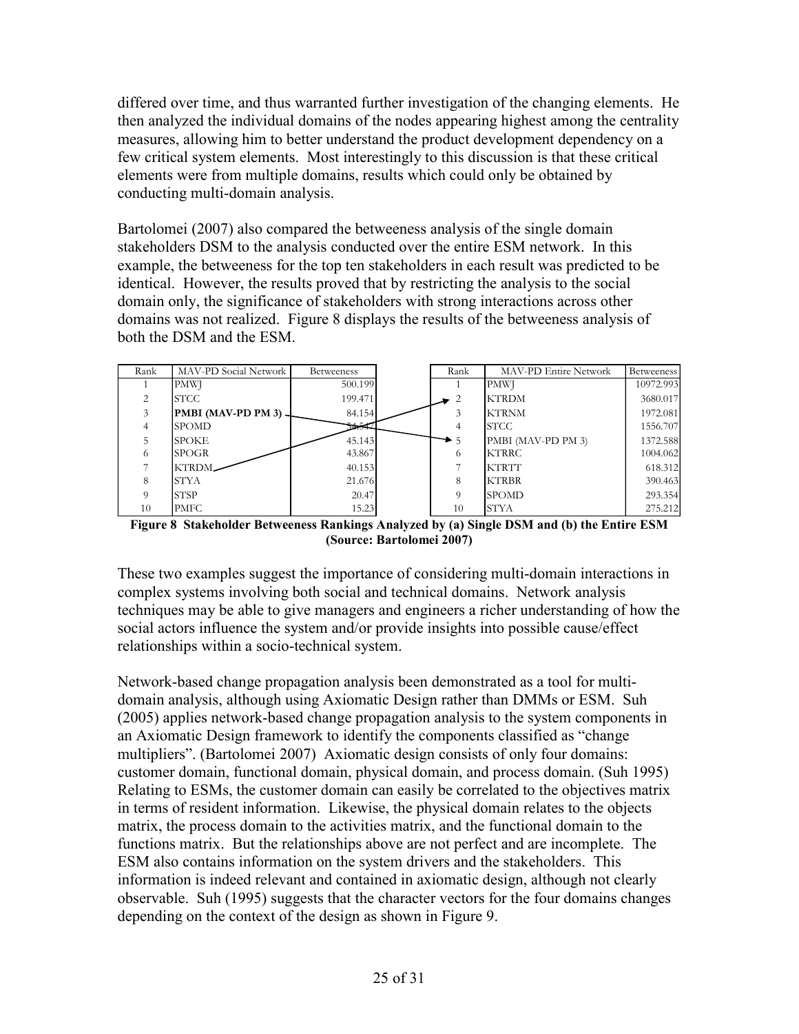differed over time, and thus warranted further investigation of the changing elements. He then analyzed the individual domains of the nodes appearing highest among the centrality measures, allowing him to better understand the product development dependency on a few critical system elements. Most interestingly to this discussion is that these critical elements were from multiple domains, results which could only be obtained by conducting multi-domain analysis.

Bartolomei (2007) also compared the betweeness analysis of the single domain stakeholders DSM to the analysis conducted over the entire ESM network. In this example, the betweeness for the top ten stakeholders in each result was predicted to be identical. However, the results proved that by restricting the analysis to the social domain only, the significance of stakeholders with strong interactions across other domains was not realized. Figure 8 displays the results of the betweeness analysis of both the DSM and the ESM.

| Rank | MAV-PD Social Network | Betweeness |
|---|---|---|
| 1 | PMWJ | 500.199 |
| 2 | STCC | 199.471 |
| 3 | **PMBI (MAV-PD PM 3)** | 84.154 |
| 4 | SPOMD | 54.547 |
| 5 | SPOKE | 45.143 |
| 6 | SPOGR | 43.867 |
| 7 | KTRDM | 40.153 |
| 8 | STYA | 21.676 |
| 9 | STSP | 20.47 |
| 10 | PMFC | 15.23 |

| Rank | MAV-PD Entire Network | Betweeness |
|---|---|---|
| 1 | PMWJ | 10972.993 |
| 2 | KTRDM | 3680.017 |
| 3 | KTRNM | 1972.081 |
| 4 | STCC | 1556.707 |
| 5 | PMBI (MAV-PD PM 3) | 1372.588 |
| 6 | KTRRC | 1004.062 |
| 7 | KTRTT | 618.312 |
| 8 | KTRBR | 390.463 |
| 9 | SPOMD | 293.354 |
| 10 | STYA | 275.212 |

**Figure 8 Stakeholder Betweeness Rankings Analyzed by (a) Single DSM and (b) the Entire ESM (Source: Bartolomei 2007)**

These two examples suggest the importance of considering multi-domain interactions in complex systems involving both social and technical domains. Network analysis techniques may be able to give managers and engineers a richer understanding of how the social actors influence the system and/or provide insights into possible cause/effect relationships within a socio-technical system.

Network-based change propagation analysis been demonstrated as a tool for multi-domain analysis, although using Axiomatic Design rather than DMMs or ESM. Suh (2005) applies network-based change propagation analysis to the system components in an Axiomatic Design framework to identify the components classified as "change multipliers". (Bartolomei 2007) Axiomatic design consists of only four domains: customer domain, functional domain, physical domain, and process domain. (Suh 1995) Relating to ESMs, the customer domain can easily be correlated to the objectives matrix in terms of resident information. Likewise, the physical domain relates to the objects matrix, the process domain to the activities matrix, and the functional domain to the functions matrix. But the relationships above are not perfect and are incomplete. The ESM also contains information on the system drivers and the stakeholders. This information is indeed relevant and contained in axiomatic design, although not clearly observable. Suh (1995) suggests that the character vectors for the four domains changes depending on the context of the design as shown in Figure 9.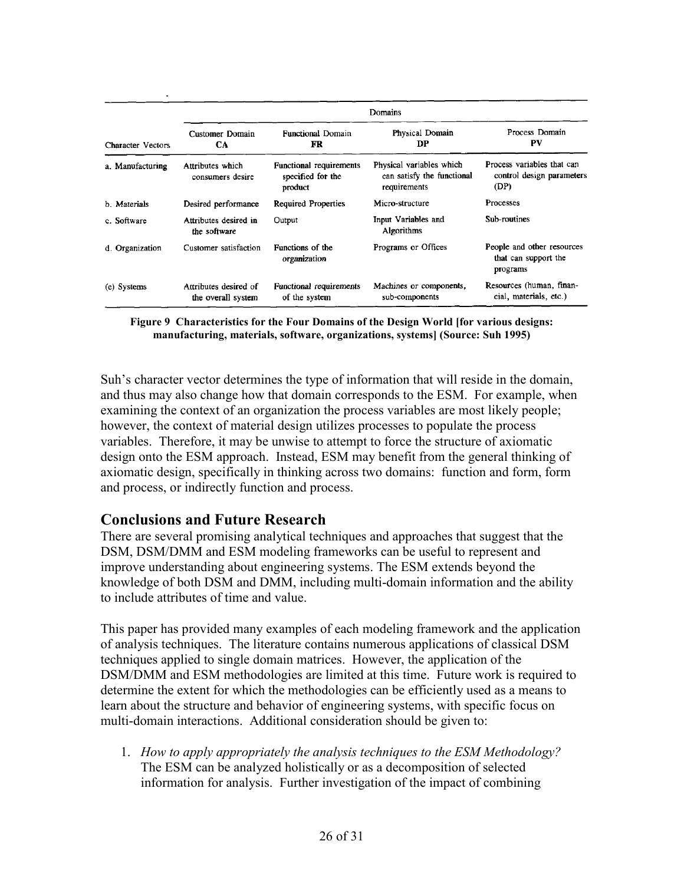| | Domains | | | |
|---|---|---|---|---|
| Character Vectors | Customer Domain **CA** | Functional Domain **FR** | Physical Domain **DP** | Process Domain **PV** |
| a. Manufacturing | Attributes which consumers desire | Functional requirements specified for the product | Physical variables which can satisfy the functional requirements | Process variables that can control design parameters (DP) |
| b. Materials | Desired performance | Required Properties | Micro-structure | Processes |
| c. Software | Attributes desired in the software | Output | Input Variables and Algorithms | Sub-routines |
| d. Organization | Customer satisfaction | Functions of the organization | Programs or Offices | People and other resources that can support the programs |
| (e) Systems | Attributes desired of the overall system | Functional requirements of the system | Machines or components, sub-components | Resources (human, financial, materials, etc.) |

**Figure 9 Characteristics for the Four Domains of the Design World [for various designs: manufacturing, materials, software, organizations, systems] (Source: Suh 1995)**

Suh's character vector determines the type of information that will reside in the domain, and thus may also change how that domain corresponds to the ESM. For example, when examining the context of an organization the process variables are most likely people; however, the context of material design utilizes processes to populate the process variables. Therefore, it may be unwise to attempt to force the structure of axiomatic design onto the ESM approach. Instead, ESM may benefit from the general thinking of axiomatic design, specifically in thinking across two domains: function and form, form and process, or indirectly function and process.

## Conclusions and Future Research

There are several promising analytical techniques and approaches that suggest that the DSM, DSM/DMM and ESM modeling frameworks can be useful to represent and improve understanding about engineering systems. The ESM extends beyond the knowledge of both DSM and DMM, including multi-domain information and the ability to include attributes of time and value.

This paper has provided many examples of each modeling framework and the application of analysis techniques. The literature contains numerous applications of classical DSM techniques applied to single domain matrices. However, the application of the DSM/DMM and ESM methodologies are limited at this time. Future work is required to determine the extent for which the methodologies can be efficiently used as a means to learn about the structure and behavior of engineering systems, with specific focus on multi-domain interactions. Additional consideration should be given to:

1. *How to apply appropriately the analysis techniques to the ESM Methodology?* The ESM can be analyzed holistically or as a decomposition of selected information for analysis. Further investigation of the impact of combining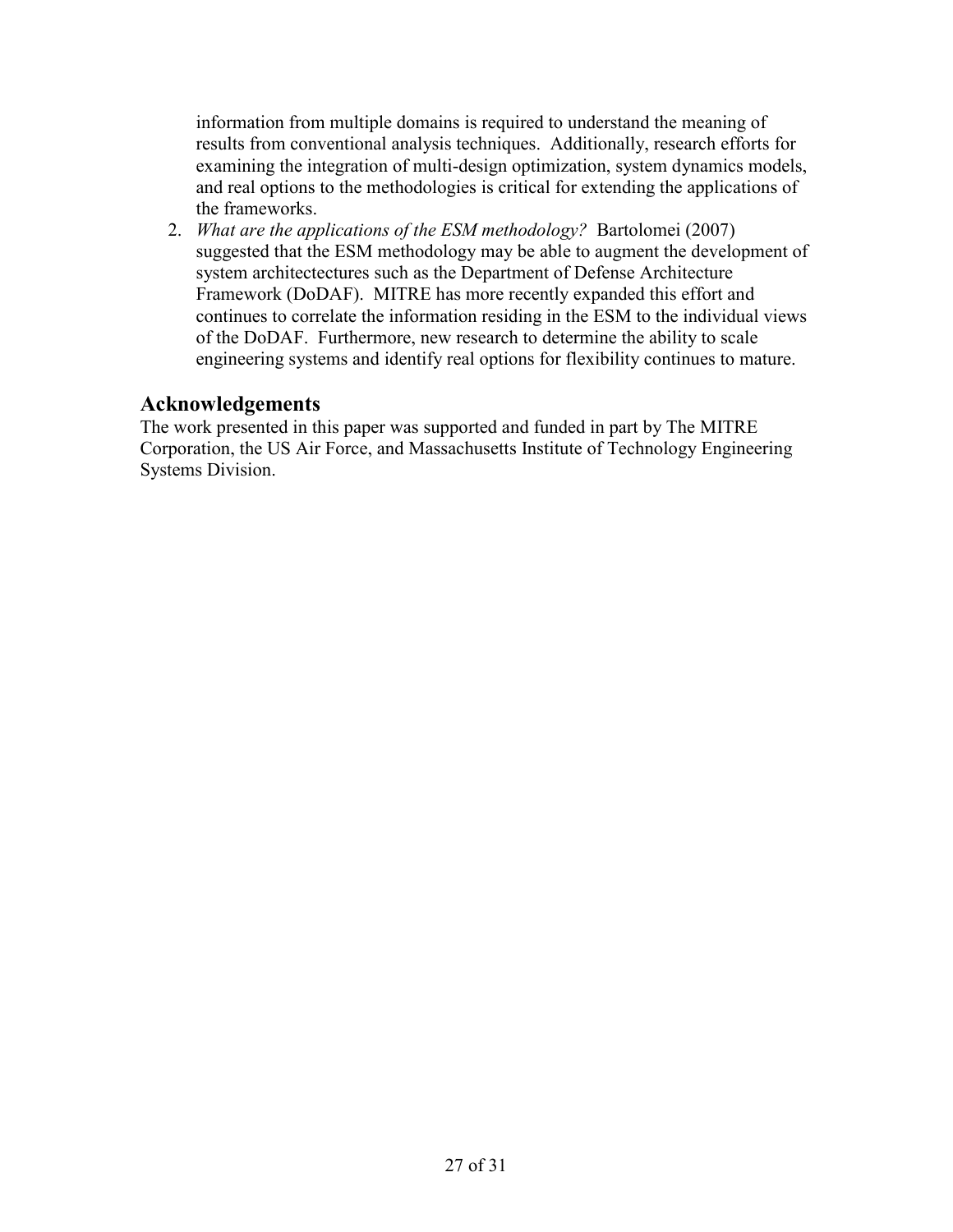information from multiple domains is required to understand the meaning of results from conventional analysis techniques. Additionally, research efforts for examining the integration of multi-design optimization, system dynamics models, and real options to the methodologies is critical for extending the applications of the frameworks.

2. *What are the applications of the ESM methodology?* Bartolomei (2007) suggested that the ESM methodology may be able to augment the development of system architectectures such as the Department of Defense Architecture Framework (DoDAF). MITRE has more recently expanded this effort and continues to correlate the information residing in the ESM to the individual views of the DoDAF. Furthermore, new research to determine the ability to scale engineering systems and identify real options for flexibility continues to mature.

## Acknowledgements

The work presented in this paper was supported and funded in part by The MITRE Corporation, the US Air Force, and Massachusetts Institute of Technology Engineering Systems Division.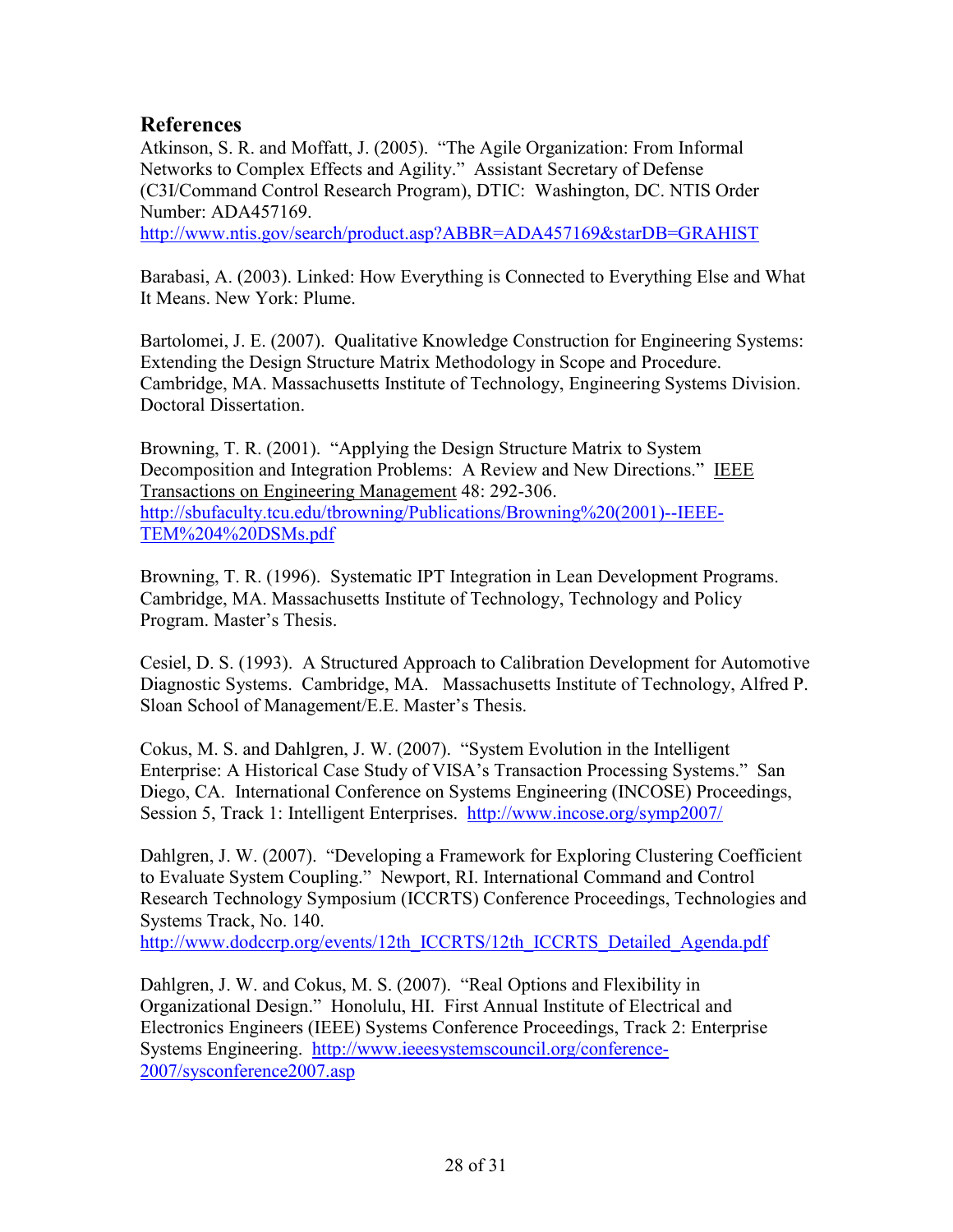## References

Atkinson, S. R. and Moffatt, J. (2005). "The Agile Organization: From Informal Networks to Complex Effects and Agility." Assistant Secretary of Defense (C3I/Command Control Research Program), DTIC: Washington, DC. NTIS Order Number: ADA457169.
http://www.ntis.gov/search/product.asp?ABBR=ADA457169&starDB=GRAHIST

Barabasi, A. (2003). Linked: How Everything is Connected to Everything Else and What It Means. New York: Plume.

Bartolomei, J. E. (2007). Qualitative Knowledge Construction for Engineering Systems: Extending the Design Structure Matrix Methodology in Scope and Procedure. Cambridge, MA. Massachusetts Institute of Technology, Engineering Systems Division. Doctoral Dissertation.

Browning, T. R. (2001). "Applying the Design Structure Matrix to System Decomposition and Integration Problems: A Review and New Directions." IEEE Transactions on Engineering Management 48: 292-306.
http://sbufaculty.tcu.edu/tbrowning/Publications/Browning%20(2001)--IEEE-TEM%204%20DSMs.pdf

Browning, T. R. (1996). Systematic IPT Integration in Lean Development Programs. Cambridge, MA. Massachusetts Institute of Technology, Technology and Policy Program. Master's Thesis.

Cesiel, D. S. (1993). A Structured Approach to Calibration Development for Automotive Diagnostic Systems. Cambridge, MA. Massachusetts Institute of Technology, Alfred P. Sloan School of Management/E.E. Master's Thesis.

Cokus, M. S. and Dahlgren, J. W. (2007). "System Evolution in the Intelligent Enterprise: A Historical Case Study of VISA's Transaction Processing Systems." San Diego, CA. International Conference on Systems Engineering (INCOSE) Proceedings, Session 5, Track 1: Intelligent Enterprises. http://www.incose.org/symp2007/

Dahlgren, J. W. (2007). "Developing a Framework for Exploring Clustering Coefficient to Evaluate System Coupling." Newport, RI. International Command and Control Research Technology Symposium (ICCRTS) Conference Proceedings, Technologies and Systems Track, No. 140.
http://www.dodccrp.org/events/12th_ICCRTS/12th_ICCRTS_Detailed_Agenda.pdf

Dahlgren, J. W. and Cokus, M. S. (2007). "Real Options and Flexibility in Organizational Design." Honolulu, HI. First Annual Institute of Electrical and Electronics Engineers (IEEE) Systems Conference Proceedings, Track 2: Enterprise Systems Engineering. http://www.ieeesystemscouncil.org/conference-2007/sysconference2007.asp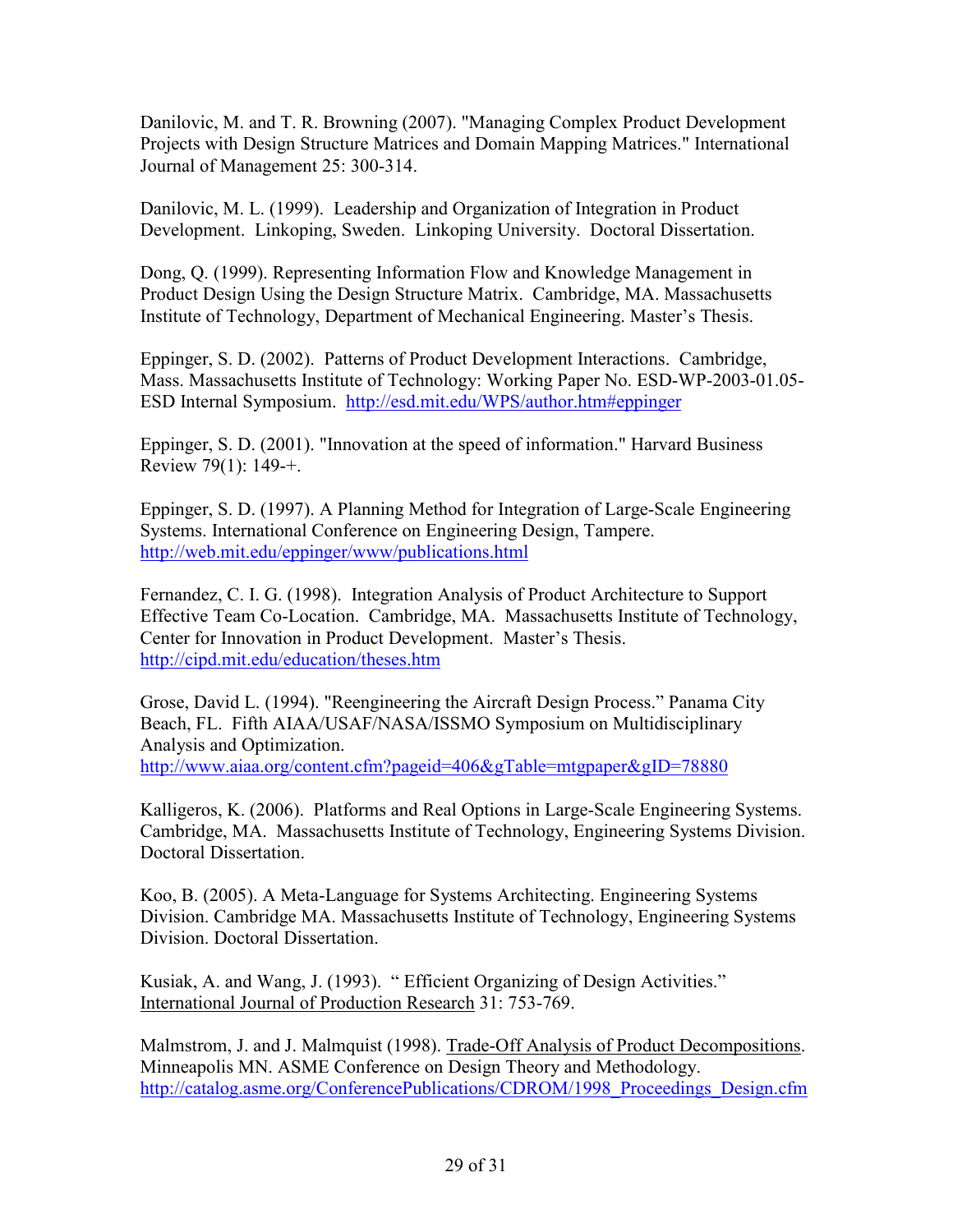Danilovic, M. and T. R. Browning (2007). "Managing Complex Product Development Projects with Design Structure Matrices and Domain Mapping Matrices." International Journal of Management 25: 300-314.

Danilovic, M. L. (1999). Leadership and Organization of Integration in Product Development. Linkoping, Sweden. Linkoping University. Doctoral Dissertation.

Dong, Q. (1999). Representing Information Flow and Knowledge Management in Product Design Using the Design Structure Matrix. Cambridge, MA. Massachusetts Institute of Technology, Department of Mechanical Engineering. Master's Thesis.

Eppinger, S. D. (2002). Patterns of Product Development Interactions. Cambridge, Mass. Massachusetts Institute of Technology: Working Paper No. ESD-WP-2003-01.05-ESD Internal Symposium. http://esd.mit.edu/WPS/author.htm#eppinger

Eppinger, S. D. (2001). "Innovation at the speed of information." Harvard Business Review 79(1): 149-+.

Eppinger, S. D. (1997). A Planning Method for Integration of Large-Scale Engineering Systems. International Conference on Engineering Design, Tampere. http://web.mit.edu/eppinger/www/publications.html

Fernandez, C. I. G. (1998). Integration Analysis of Product Architecture to Support Effective Team Co-Location. Cambridge, MA. Massachusetts Institute of Technology, Center for Innovation in Product Development. Master's Thesis. http://cipd.mit.edu/education/theses.htm

Grose, David L. (1994). "Reengineering the Aircraft Design Process." Panama City Beach, FL. Fifth AIAA/USAF/NASA/ISSMO Symposium on Multidisciplinary Analysis and Optimization. http://www.aiaa.org/content.cfm?pageid=406&gTable=mtgpaper&gID=78880

Kalligeros, K. (2006). Platforms and Real Options in Large-Scale Engineering Systems. Cambridge, MA. Massachusetts Institute of Technology, Engineering Systems Division. Doctoral Dissertation.

Koo, B. (2005). A Meta-Language for Systems Architecting. Engineering Systems Division. Cambridge MA. Massachusetts Institute of Technology, Engineering Systems Division. Doctoral Dissertation.

Kusiak, A. and Wang, J. (1993). " Efficient Organizing of Design Activities." International Journal of Production Research 31: 753-769.

Malmstrom, J. and J. Malmquist (1998). Trade-Off Analysis of Product Decompositions. Minneapolis MN. ASME Conference on Design Theory and Methodology. http://catalog.asme.org/ConferencePublications/CDROM/1998_Proceedings_Design.cfm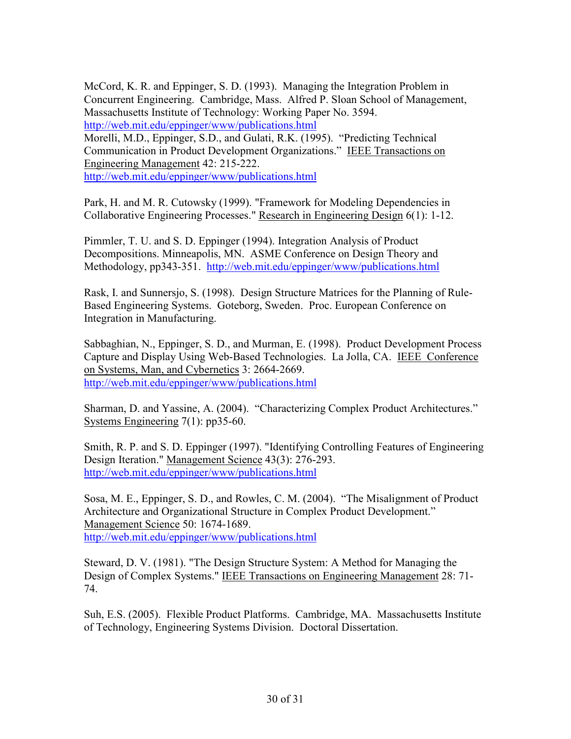McCord, K. R. and Eppinger, S. D. (1993). Managing the Integration Problem in Concurrent Engineering. Cambridge, Mass. Alfred P. Sloan School of Management, Massachusetts Institute of Technology: Working Paper No. 3594. http://web.mit.edu/eppinger/www/publications.html

Morelli, M.D., Eppinger, S.D., and Gulati, R.K. (1995). "Predicting Technical Communication in Product Development Organizations." IEEE Transactions on Engineering Management 42: 215-222. http://web.mit.edu/eppinger/www/publications.html

Park, H. and M. R. Cutowsky (1999). "Framework for Modeling Dependencies in Collaborative Engineering Processes." Research in Engineering Design 6(1): 1-12.

Pimmler, T. U. and S. D. Eppinger (1994). Integration Analysis of Product Decompositions. Minneapolis, MN. ASME Conference on Design Theory and Methodology, pp343-351. http://web.mit.edu/eppinger/www/publications.html

Rask, I. and Sunnersjo, S. (1998). Design Structure Matrices for the Planning of Rule-Based Engineering Systems. Goteborg, Sweden. Proc. European Conference on Integration in Manufacturing.

Sabbaghian, N., Eppinger, S. D., and Murman, E. (1998). Product Development Process Capture and Display Using Web-Based Technologies. La Jolla, CA. IEEE Conference on Systems, Man, and Cybernetics 3: 2664-2669. http://web.mit.edu/eppinger/www/publications.html

Sharman, D. and Yassine, A. (2004). "Characterizing Complex Product Architectures." Systems Engineering 7(1): pp35-60.

Smith, R. P. and S. D. Eppinger (1997). "Identifying Controlling Features of Engineering Design Iteration." Management Science 43(3): 276-293. http://web.mit.edu/eppinger/www/publications.html

Sosa, M. E., Eppinger, S. D., and Rowles, C. M. (2004). "The Misalignment of Product Architecture and Organizational Structure in Complex Product Development." Management Science 50: 1674-1689. http://web.mit.edu/eppinger/www/publications.html

Steward, D. V. (1981). "The Design Structure System: A Method for Managing the Design of Complex Systems." IEEE Transactions on Engineering Management 28: 71-74.

Suh, E.S. (2005). Flexible Product Platforms. Cambridge, MA. Massachusetts Institute of Technology, Engineering Systems Division. Doctoral Dissertation.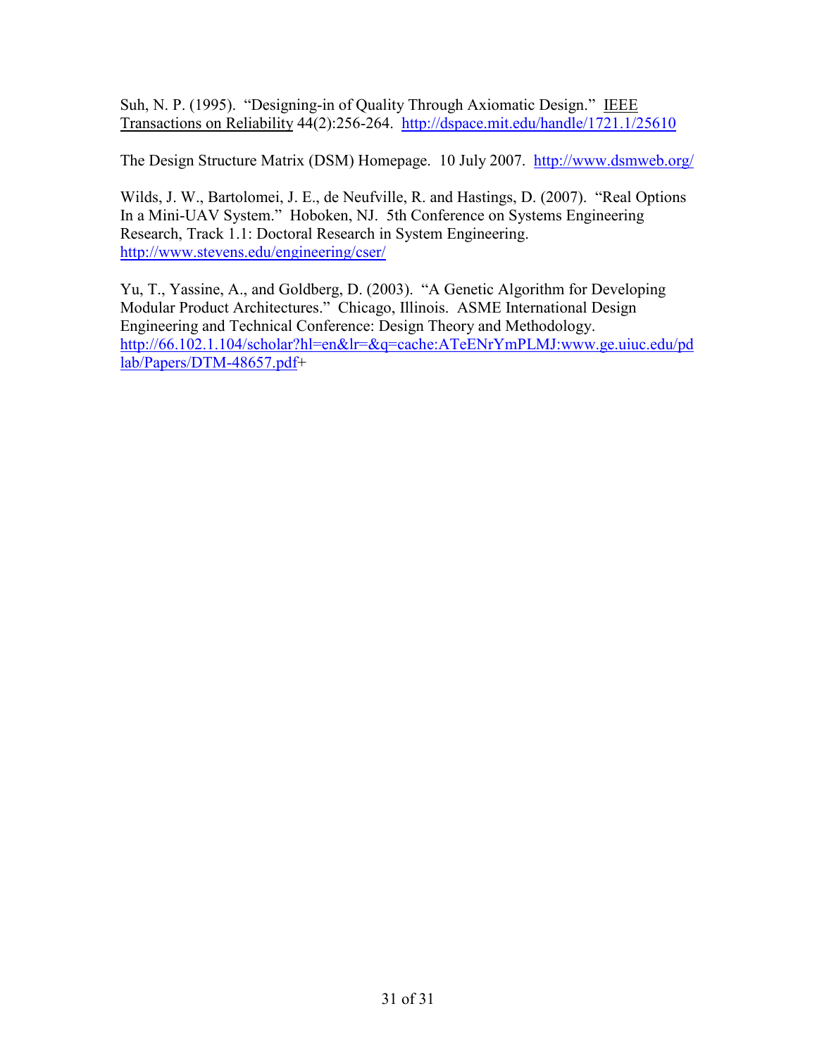Suh, N. P. (1995). "Designing-in of Quality Through Axiomatic Design." IEEE Transactions on Reliability 44(2):256-264. http://dspace.mit.edu/handle/1721.1/25610

The Design Structure Matrix (DSM) Homepage. 10 July 2007. http://www.dsmweb.org/

Wilds, J. W., Bartolomei, J. E., de Neufville, R. and Hastings, D. (2007). "Real Options In a Mini-UAV System." Hoboken, NJ. 5th Conference on Systems Engineering Research, Track 1.1: Doctoral Research in System Engineering. http://www.stevens.edu/engineering/cser/

Yu, T., Yassine, A., and Goldberg, D. (2003). "A Genetic Algorithm for Developing Modular Product Architectures." Chicago, Illinois. ASME International Design Engineering and Technical Conference: Design Theory and Methodology. http://66.102.1.104/scholar?hl=en&lr=&q=cache:ATeENrYmPLMJ:www.ge.uiuc.edu/pdlab/Papers/DTM-48657.pdf+